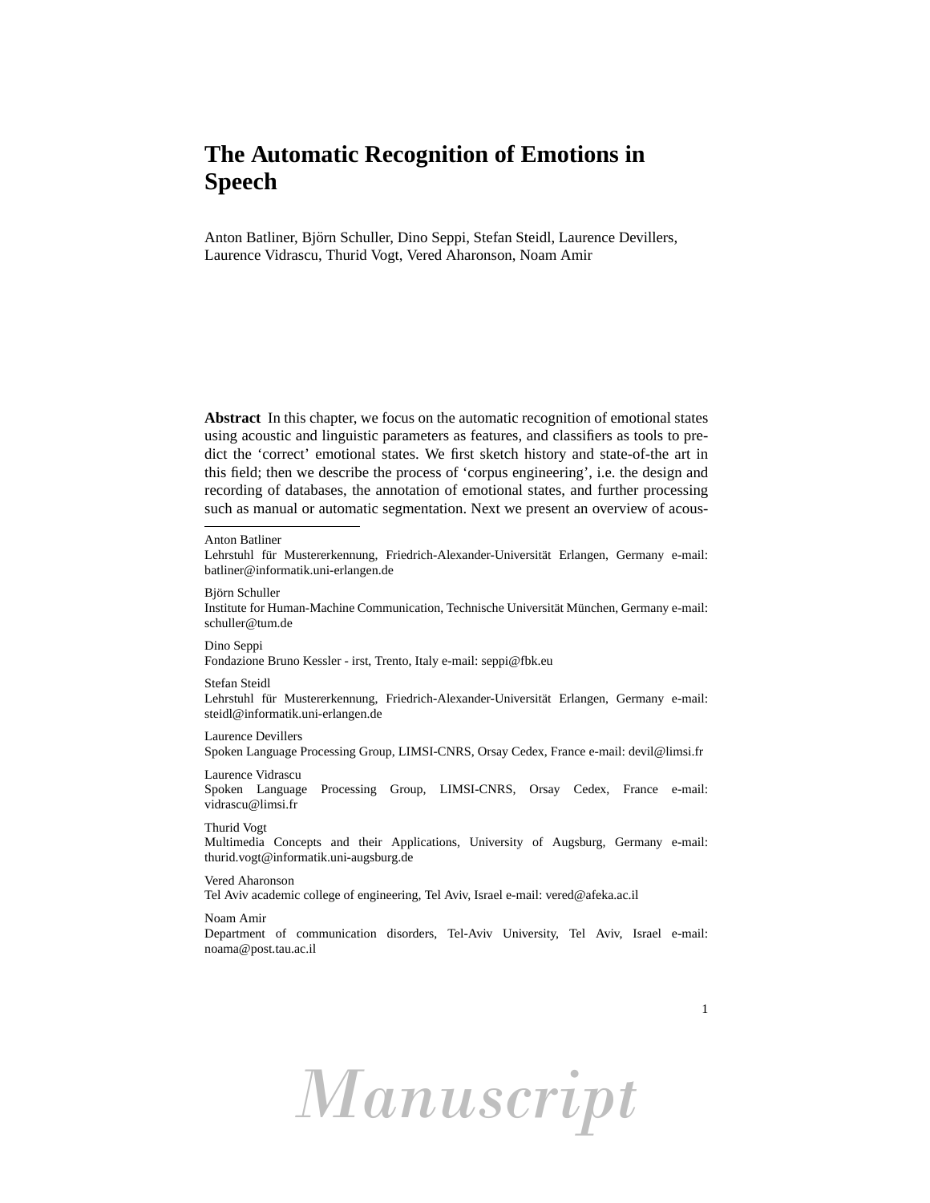# The Automatic Recognition of Emotions in Speech

Anton Batliner, Björn Schuller, Dino Seppi, Stefan Steidl, Laurence Devillers, Laurence Vidrascu, Thurid Vogt, Vered Aharonson, Noam Amir

**Abstract** In this chapter, we focus on the automatic recognition of emotional states using acoustic and linguistic parameters as features, and classifiers as tools to predict the 'correct' emotional states. We first sketch history and state-of-the art in this field; then we describe the process of 'corpus engineering', i.e. the design and recording of databases, the annotation of emotional states, and further processing such as manual or automatic segmentation. Next we present an overview of acous-

---

Anton Batliner
Lehrstuhl für Mustererkennung, Friedrich-Alexander-Universität Erlangen, Germany e-mail: batliner@informatik.uni-erlangen.de

Björn Schuller
Institute for Human-Machine Communication, Technische Universität München, Germany e-mail: schuller@tum.de

Dino Seppi
Fondazione Bruno Kessler - irst, Trento, Italy e-mail: seppi@fbk.eu

Stefan Steidl
Lehrstuhl für Mustererkennung, Friedrich-Alexander-Universität Erlangen, Germany e-mail: steidl@informatik.uni-erlangen.de

Laurence Devillers
Spoken Language Processing Group, LIMSI-CNRS, Orsay Cedex, France e-mail: devil@limsi.fr

Laurence Vidrascu
Spoken Language Processing Group, LIMSI-CNRS, Orsay Cedex, France e-mail: vidrascu@limsi.fr

Thurid Vogt
Multimedia Concepts and their Applications, University of Augsburg, Germany e-mail: thurid.vogt@informatik.uni-augsburg.de

Vered Aharonson
Tel Aviv academic college of engineering, Tel Aviv, Israel e-mail: vered@afeka.ac.il

Noam Amir
Department of communication disorders, Tel-Aviv University, Tel Aviv, Israel e-mail: noama@post.tau.ac.il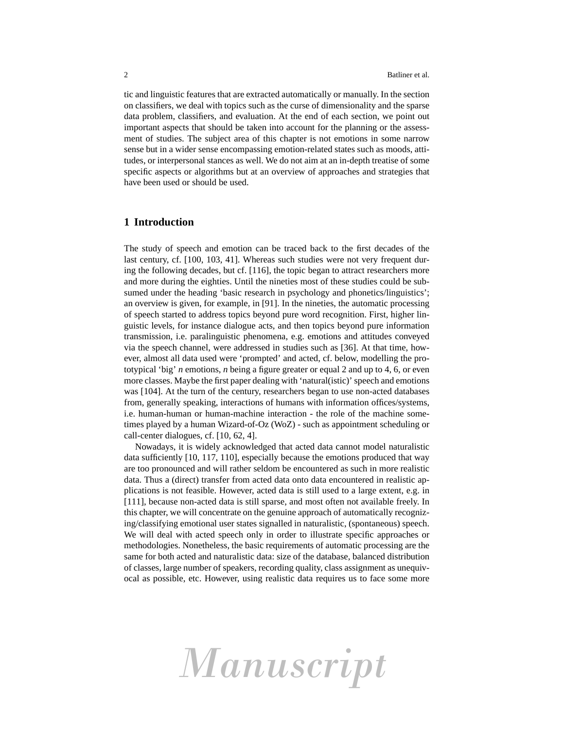tic and linguistic features that are extracted automatically or manually. In the section on classifiers, we deal with topics such as the curse of dimensionality and the sparse data problem, classifiers, and evaluation. At the end of each section, we point out important aspects that should be taken into account for the planning or the assessment of studies. The subject area of this chapter is not emotions in some narrow sense but in a wider sense encompassing emotion-related states such as moods, attitudes, or interpersonal stances as well. We do not aim at an in-depth treatise of some specific aspects or algorithms but at an overview of approaches and strategies that have been used or should be used.

## 1 Introduction

The study of speech and emotion can be traced back to the first decades of the last century, cf. [100, 103, 41]. Whereas such studies were not very frequent during the following decades, but cf. [116], the topic began to attract researchers more and more during the eighties. Until the nineties most of these studies could be subsumed under the heading 'basic research in psychology and phonetics/linguistics'; an overview is given, for example, in [91]. In the nineties, the automatic processing of speech started to address topics beyond pure word recognition. First, higher linguistic levels, for instance dialogue acts, and then topics beyond pure information transmission, i.e. paralinguistic phenomena, e.g. emotions and attitudes conveyed via the speech channel, were addressed in studies such as [36]. At that time, however, almost all data used were 'prompted' and acted, cf. below, modelling the prototypical 'big' *n* emotions, *n* being a figure greater or equal 2 and up to 4, 6, or even more classes. Maybe the first paper dealing with 'natural(istic)' speech and emotions was [104]. At the turn of the century, researchers began to use non-acted databases from, generally speaking, interactions of humans with information offices/systems, i.e. human-human or human-machine interaction - the role of the machine sometimes played by a human Wizard-of-Oz (WoZ) - such as appointment scheduling or call-center dialogues, cf. [10, 62, 4].

Nowadays, it is widely acknowledged that acted data cannot model naturalistic data sufficiently [10, 117, 110], especially because the emotions produced that way are too pronounced and will rather seldom be encountered as such in more realistic data. Thus a (direct) transfer from acted data onto data encountered in realistic applications is not feasible. However, acted data is still used to a large extent, e.g. in [111], because non-acted data is still sparse, and most often not available freely. In this chapter, we will concentrate on the genuine approach of automatically recognizing/classifying emotional user states signalled in naturalistic, (spontaneous) speech. We will deal with acted speech only in order to illustrate specific approaches or methodologies. Nonetheless, the basic requirements of automatic processing are the same for both acted and naturalistic data: size of the database, balanced distribution of classes, large number of speakers, recording quality, class assignment as unequivocal as possible, etc. However, using realistic data requires us to face some more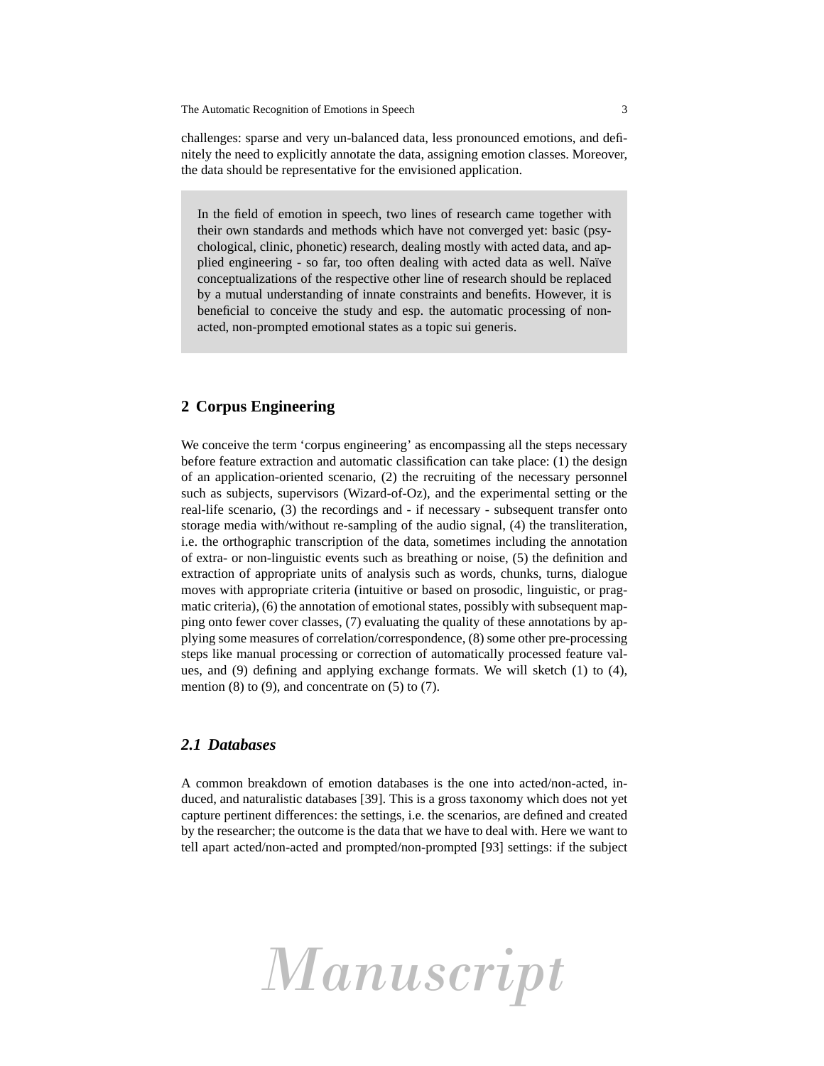challenges: sparse and very un-balanced data, less pronounced emotions, and definitely the need to explicitly annotate the data, assigning emotion classes. Moreover, the data should be representative for the envisioned application.

> In the field of emotion in speech, two lines of research came together with their own standards and methods which have not converged yet: basic (psychological, clinic, phonetic) research, dealing mostly with acted data, and applied engineering - so far, too often dealing with acted data as well. Naïve conceptualizations of the respective other line of research should be replaced by a mutual understanding of innate constraints and benefits. However, it is beneficial to conceive the study and esp. the automatic processing of non-acted, non-prompted emotional states as a topic sui generis.

## 2 Corpus Engineering

We conceive the term 'corpus engineering' as encompassing all the steps necessary before feature extraction and automatic classification can take place: (1) the design of an application-oriented scenario, (2) the recruiting of the necessary personnel such as subjects, supervisors (Wizard-of-Oz), and the experimental setting or the real-life scenario, (3) the recordings and - if necessary - subsequent transfer onto storage media with/without re-sampling of the audio signal, (4) the transliteration, i.e. the orthographic transcription of the data, sometimes including the annotation of extra- or non-linguistic events such as breathing or noise, (5) the definition and extraction of appropriate units of analysis such as words, chunks, turns, dialogue moves with appropriate criteria (intuitive or based on prosodic, linguistic, or pragmatic criteria), (6) the annotation of emotional states, possibly with subsequent mapping onto fewer cover classes, (7) evaluating the quality of these annotations by applying some measures of correlation/correspondence, (8) some other pre-processing steps like manual processing or correction of automatically processed feature values, and (9) defining and applying exchange formats. We will sketch (1) to (4), mention (8) to (9), and concentrate on (5) to (7).

### *2.1 Databases*

A common breakdown of emotion databases is the one into acted/non-acted, induced, and naturalistic databases [39]. This is a gross taxonomy which does not yet capture pertinent differences: the settings, i.e. the scenarios, are defined and created by the researcher; the outcome is the data that we have to deal with. Here we want to tell apart acted/non-acted and prompted/non-prompted [93] settings: if the subject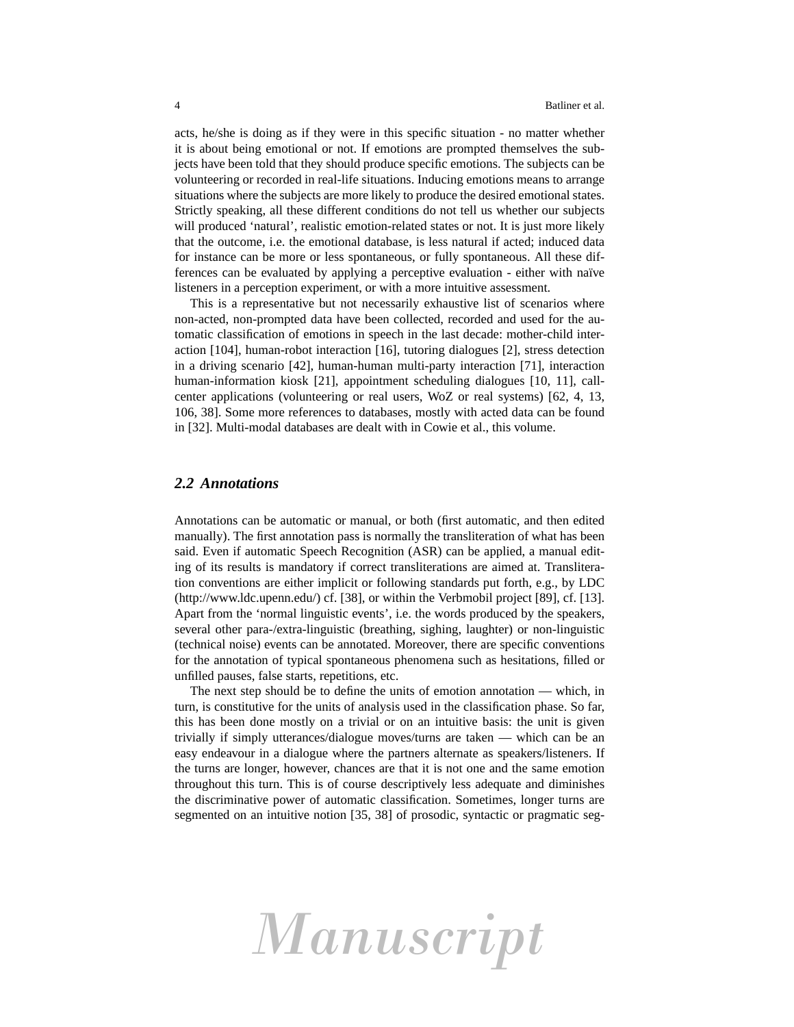acts, he/she is doing as if they were in this specific situation - no matter whether it is about being emotional or not. If emotions are prompted themselves the subjects have been told that they should produce specific emotions. The subjects can be volunteering or recorded in real-life situations. Inducing emotions means to arrange situations where the subjects are more likely to produce the desired emotional states. Strictly speaking, all these different conditions do not tell us whether our subjects will produced 'natural', realistic emotion-related states or not. It is just more likely that the outcome, i.e. the emotional database, is less natural if acted; induced data for instance can be more or less spontaneous, or fully spontaneous. All these differences can be evaluated by applying a perceptive evaluation - either with naïve listeners in a perception experiment, or with a more intuitive assessment.

This is a representative but not necessarily exhaustive list of scenarios where non-acted, non-prompted data have been collected, recorded and used for the automatic classification of emotions in speech in the last decade: mother-child interaction [104], human-robot interaction [16], tutoring dialogues [2], stress detection in a driving scenario [42], human-human multi-party interaction [71], interaction human-information kiosk [21], appointment scheduling dialogues [10, 11], call-center applications (volunteering or real users, WoZ or real systems) [62, 4, 13, 106, 38]. Some more references to databases, mostly with acted data can be found in [32]. Multi-modal databases are dealt with in Cowie et al., this volume.

## 2.2 Annotations

Annotations can be automatic or manual, or both (first automatic, and then edited manually). The first annotation pass is normally the transliteration of what has been said. Even if automatic Speech Recognition (ASR) can be applied, a manual editing of its results is mandatory if correct transliterations are aimed at. Transliteration conventions are either implicit or following standards put forth, e.g., by LDC (http://www.ldc.upenn.edu/) cf. [38], or within the Verbmobil project [89], cf. [13]. Apart from the 'normal linguistic events', i.e. the words produced by the speakers, several other para-/extra-linguistic (breathing, sighing, laughter) or non-linguistic (technical noise) events can be annotated. Moreover, there are specific conventions for the annotation of typical spontaneous phenomena such as hesitations, filled or unfilled pauses, false starts, repetitions, etc.

The next step should be to define the units of emotion annotation — which, in turn, is constitutive for the units of analysis used in the classification phase. So far, this has been done mostly on a trivial or on an intuitive basis: the unit is given trivially if simply utterances/dialogue moves/turns are taken — which can be an easy endeavour in a dialogue where the partners alternate as speakers/listeners. If the turns are longer, however, chances are that it is not one and the same emotion throughout this turn. This is of course descriptively less adequate and diminishes the discriminative power of automatic classification. Sometimes, longer turns are segmented on an intuitive notion [35, 38] of prosodic, syntactic or pragmatic seg-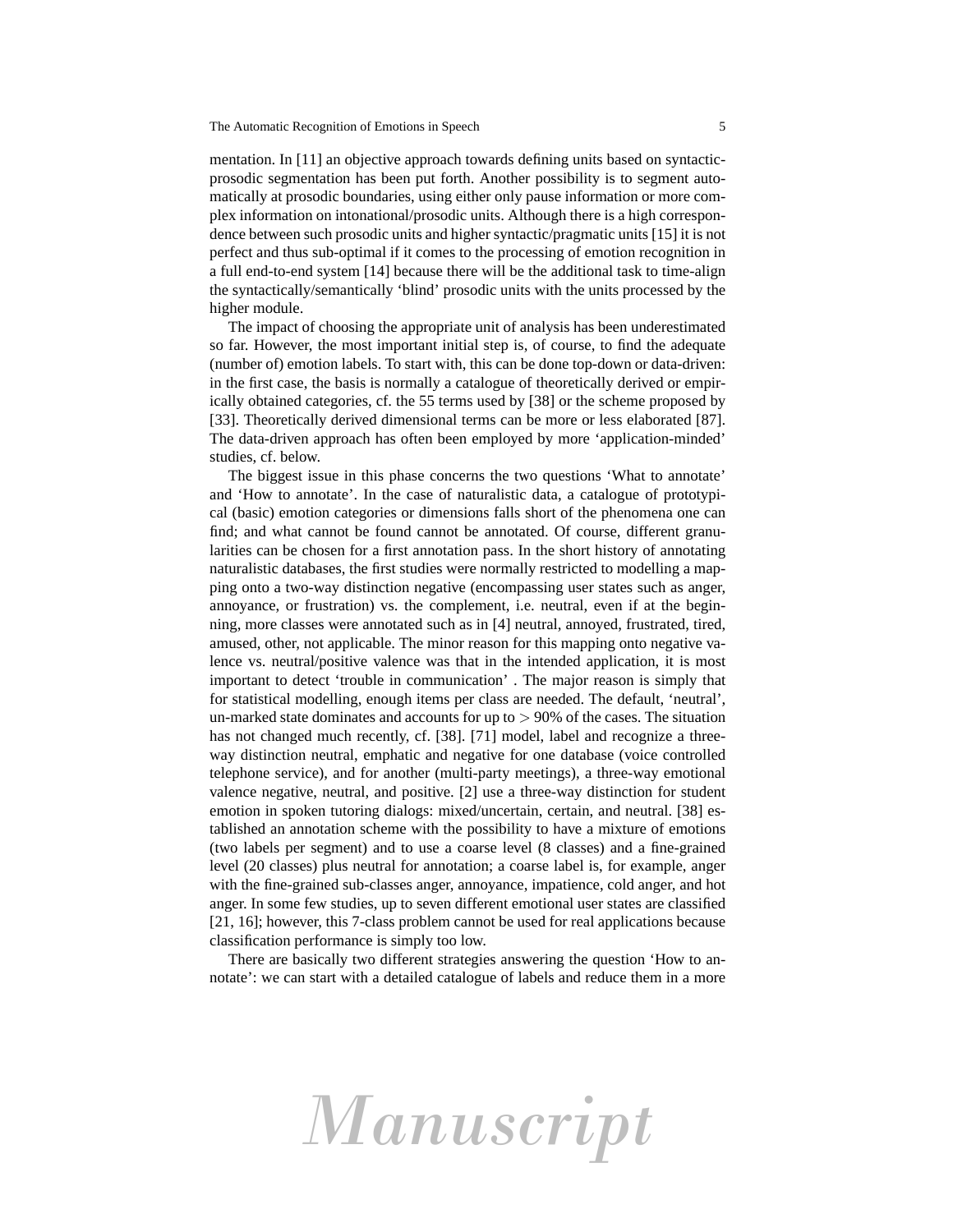mentation. In [11] an objective approach towards defining units based on syntactic-prosodic segmentation has been put forth. Another possibility is to segment automatically at prosodic boundaries, using either only pause information or more complex information on intonational/prosodic units. Although there is a high correspondence between such prosodic units and higher syntactic/pragmatic units [15] it is not perfect and thus sub-optimal if it comes to the processing of emotion recognition in a full end-to-end system [14] because there will be the additional task to time-align the syntactically/semantically 'blind' prosodic units with the units processed by the higher module.

The impact of choosing the appropriate unit of analysis has been underestimated so far. However, the most important initial step is, of course, to find the adequate (number of) emotion labels. To start with, this can be done top-down or data-driven: in the first case, the basis is normally a catalogue of theoretically derived or empirically obtained categories, cf. the 55 terms used by [38] or the scheme proposed by [33]. Theoretically derived dimensional terms can be more or less elaborated [87]. The data-driven approach has often been employed by more 'application-minded' studies, cf. below.

The biggest issue in this phase concerns the two questions 'What to annotate' and 'How to annotate'. In the case of naturalistic data, a catalogue of prototypical (basic) emotion categories or dimensions falls short of the phenomena one can find; and what cannot be found cannot be annotated. Of course, different granularities can be chosen for a first annotation pass. In the short history of annotating naturalistic databases, the first studies were normally restricted to modelling a mapping onto a two-way distinction negative (encompassing user states such as anger, annoyance, or frustration) vs. the complement, i.e. neutral, even if at the beginning, more classes were annotated such as in [4] neutral, annoyed, frustrated, tired, amused, other, not applicable. The minor reason for this mapping onto negative valence vs. neutral/positive valence was that in the intended application, it is most important to detect 'trouble in communication' . The major reason is simply that for statistical modelling, enough items per class are needed. The default, 'neutral', un-marked state dominates and accounts for up to $> 90\%$ of the cases. The situation has not changed much recently, cf. [38]. [71] model, label and recognize a three-way distinction neutral, emphatic and negative for one database (voice controlled telephone service), and for another (multi-party meetings), a three-way emotional valence negative, neutral, and positive. [2] use a three-way distinction for student emotion in spoken tutoring dialogs: mixed/uncertain, certain, and neutral. [38] established an annotation scheme with the possibility to have a mixture of emotions (two labels per segment) and to use a coarse level (8 classes) and a fine-grained level (20 classes) plus neutral for annotation; a coarse label is, for example, anger with the fine-grained sub-classes anger, annoyance, impatience, cold anger, and hot anger. In some few studies, up to seven different emotional user states are classified [21, 16]; however, this 7-class problem cannot be used for real applications because classification performance is simply too low.

There are basically two different strategies answering the question 'How to annotate': we can start with a detailed catalogue of labels and reduce them in a more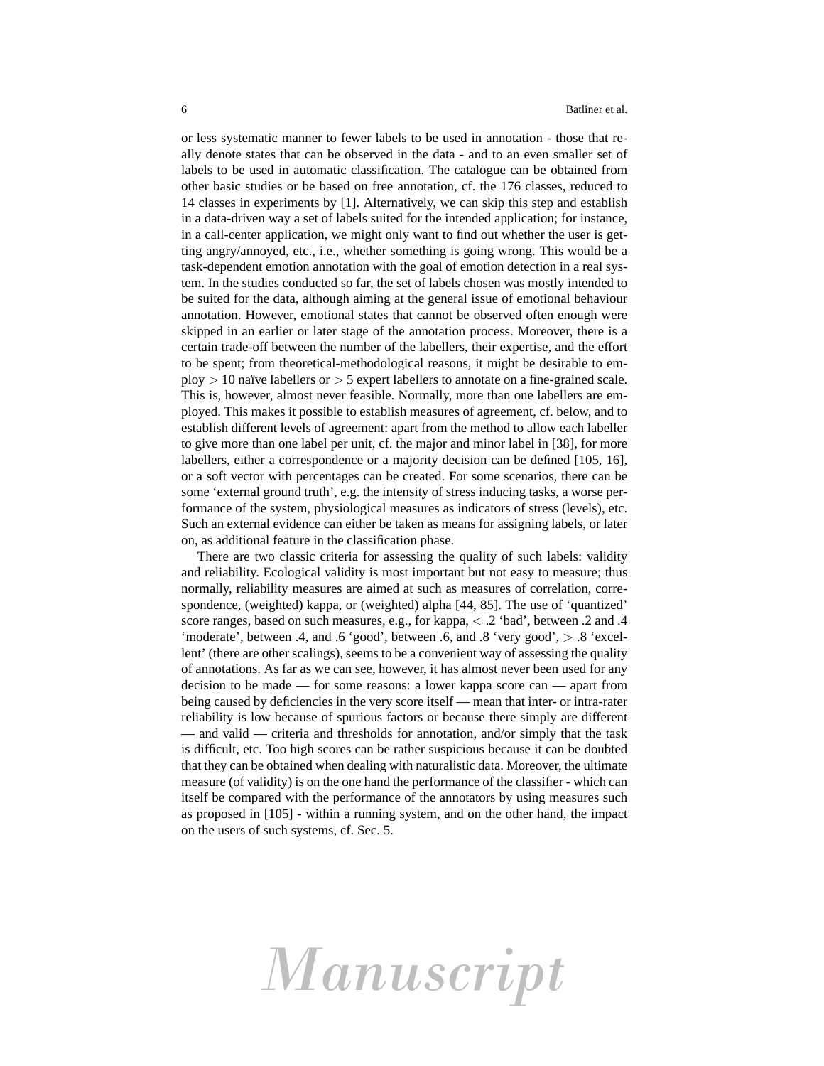or less systematic manner to fewer labels to be used in annotation - those that really denote states that can be observed in the data - and to an even smaller set of labels to be used in automatic classification. The catalogue can be obtained from other basic studies or be based on free annotation, cf. the 176 classes, reduced to 14 classes in experiments by [1]. Alternatively, we can skip this step and establish in a data-driven way a set of labels suited for the intended application; for instance, in a call-center application, we might only want to find out whether the user is getting angry/annoyed, etc., i.e., whether something is going wrong. This would be a task-dependent emotion annotation with the goal of emotion detection in a real system. In the studies conducted so far, the set of labels chosen was mostly intended to be suited for the data, although aiming at the general issue of emotional behaviour annotation. However, emotional states that cannot be observed often enough were skipped in an earlier or later stage of the annotation process. Moreover, there is a certain trade-off between the number of the labellers, their expertise, and the effort to be spent; from theoretical-methodological reasons, it might be desirable to employ $> 10$ naïve labellers or $> 5$ expert labellers to annotate on a fine-grained scale. This is, however, almost never feasible. Normally, more than one labellers are employed. This makes it possible to establish measures of agreement, cf. below, and to establish different levels of agreement: apart from the method to allow each labeller to give more than one label per unit, cf. the major and minor label in [38], for more labellers, either a correspondence or a majority decision can be defined [105, 16], or a soft vector with percentages can be created. For some scenarios, there can be some 'external ground truth', e.g. the intensity of stress inducing tasks, a worse performance of the system, physiological measures as indicators of stress (levels), etc. Such an external evidence can either be taken as means for assigning labels, or later on, as additional feature in the classification phase.

There are two classic criteria for assessing the quality of such labels: validity and reliability. Ecological validity is most important but not easy to measure; thus normally, reliability measures are aimed at such as measures of correlation, correspondence, (weighted) kappa, or (weighted) alpha [44, 85]. The use of 'quantized' score ranges, based on such measures, e.g., for kappa, $< .2$ 'bad', between .2 and .4 'moderate', between .4, and .6 'good', between .6, and .8 'very good', $> .8$ 'excellent' (there are other scalings), seems to be a convenient way of assessing the quality of annotations. As far as we can see, however, it has almost never been used for any decision to be made — for some reasons: a lower kappa score can — apart from being caused by deficiencies in the very score itself — mean that inter- or intra-rater reliability is low because of spurious factors or because there simply are different — and valid — criteria and thresholds for annotation, and/or simply that the task is difficult, etc. Too high scores can be rather suspicious because it can be doubted that they can be obtained when dealing with naturalistic data. Moreover, the ultimate measure (of validity) is on the one hand the performance of the classifier - which can itself be compared with the performance of the annotators by using measures such as proposed in [105] - within a running system, and on the other hand, the impact on the users of such systems, cf. Sec. 5.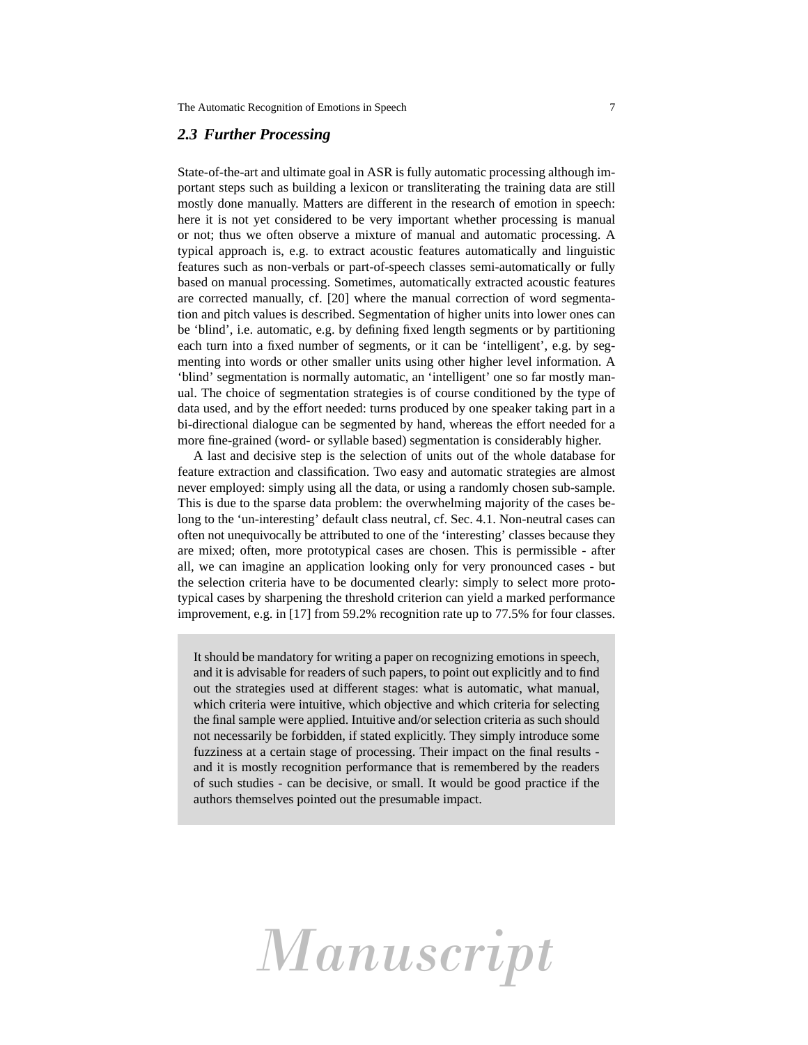### 2.3 Further Processing

State-of-the-art and ultimate goal in ASR is fully automatic processing although important steps such as building a lexicon or transliterating the training data are still mostly done manually. Matters are different in the research of emotion in speech: here it is not yet considered to be very important whether processing is manual or not; thus we often observe a mixture of manual and automatic processing. A typical approach is, e.g. to extract acoustic features automatically and linguistic features such as non-verbals or part-of-speech classes semi-automatically or fully based on manual processing. Sometimes, automatically extracted acoustic features are corrected manually, cf. [20] where the manual correction of word segmentation and pitch values is described. Segmentation of higher units into lower ones can be 'blind', i.e. automatic, e.g. by defining fixed length segments or by partitioning each turn into a fixed number of segments, or it can be 'intelligent', e.g. by segmenting into words or other smaller units using other higher level information. A 'blind' segmentation is normally automatic, an 'intelligent' one so far mostly manual. The choice of segmentation strategies is of course conditioned by the type of data used, and by the effort needed: turns produced by one speaker taking part in a bi-directional dialogue can be segmented by hand, whereas the effort needed for a more fine-grained (word- or syllable based) segmentation is considerably higher.

A last and decisive step is the selection of units out of the whole database for feature extraction and classification. Two easy and automatic strategies are almost never employed: simply using all the data, or using a randomly chosen sub-sample. This is due to the sparse data problem: the overwhelming majority of the cases belong to the 'un-interesting' default class neutral, cf. Sec. 4.1. Non-neutral cases can often not unequivocally be attributed to one of the 'interesting' classes because they are mixed; often, more prototypical cases are chosen. This is permissible - after all, we can imagine an application looking only for very pronounced cases - but the selection criteria have to be documented clearly: simply to select more prototypical cases by sharpening the threshold criterion can yield a marked performance improvement, e.g. in [17] from 59.2% recognition rate up to 77.5% for four classes.

> It should be mandatory for writing a paper on recognizing emotions in speech, and it is advisable for readers of such papers, to point out explicitly and to find out the strategies used at different stages: what is automatic, what manual, which criteria were intuitive, which objective and which criteria for selecting the final sample were applied. Intuitive and/or selection criteria as such should not necessarily be forbidden, if stated explicitly. They simply introduce some fuzziness at a certain stage of processing. Their impact on the final results - and it is mostly recognition performance that is remembered by the readers of such studies - can be decisive, or small. It would be good practice if the authors themselves pointed out the presumable impact.

*Manuscript*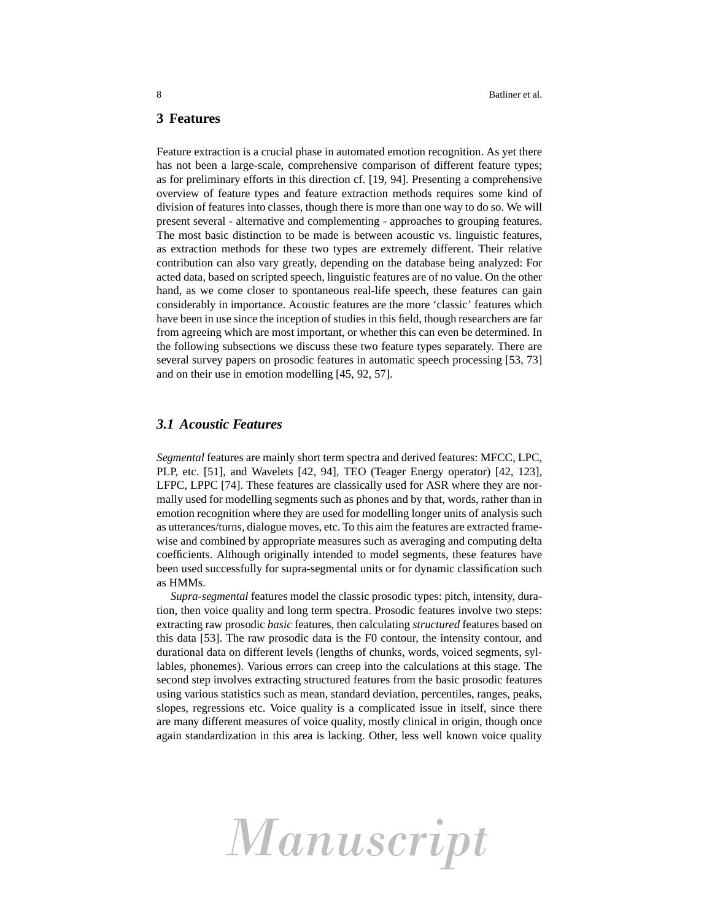## 3 Features

Feature extraction is a crucial phase in automated emotion recognition. As yet there has not been a large-scale, comprehensive comparison of different feature types; as for preliminary efforts in this direction cf. [19, 94]. Presenting a comprehensive overview of feature types and feature extraction methods requires some kind of division of features into classes, though there is more than one way to do so. We will present several - alternative and complementing - approaches to grouping features. The most basic distinction to be made is between acoustic vs. linguistic features, as extraction methods for these two types are extremely different. Their relative contribution can also vary greatly, depending on the database being analyzed: For acted data, based on scripted speech, linguistic features are of no value. On the other hand, as we come closer to spontaneous real-life speech, these features can gain considerably in importance. Acoustic features are the more 'classic' features which have been in use since the inception of studies in this field, though researchers are far from agreeing which are most important, or whether this can even be determined. In the following subsections we discuss these two feature types separately. There are several survey papers on prosodic features in automatic speech processing [53, 73] and on their use in emotion modelling [45, 92, 57].

### 3.1 Acoustic Features

*Segmental* features are mainly short term spectra and derived features: MFCC, LPC, PLP, etc. [51], and Wavelets [42, 94], TEO (Teager Energy operator) [42, 123], LFPC, LPPC [74]. These features are classically used for ASR where they are normally used for modelling segments such as phones and by that, words, rather than in emotion recognition where they are used for modelling longer units of analysis such as utterances/turns, dialogue moves, etc. To this aim the features are extracted frame-wise and combined by appropriate measures such as averaging and computing delta coefficients. Although originally intended to model segments, these features have been used successfully for supra-segmental units or for dynamic classification such as HMMs.

*Supra-segmental* features model the classic prosodic types: pitch, intensity, duration, then voice quality and long term spectra. Prosodic features involve two steps: extracting raw prosodic *basic* features, then calculating *structured* features based on this data [53]. The raw prosodic data is the F0 contour, the intensity contour, and durational data on different levels (lengths of chunks, words, voiced segments, syllables, phonemes). Various errors can creep into the calculations at this stage. The second step involves extracting structured features from the basic prosodic features using various statistics such as mean, standard deviation, percentiles, ranges, peaks, slopes, regressions etc. Voice quality is a complicated issue in itself, since there are many different measures of voice quality, mostly clinical in origin, though once again standardization in this area is lacking. Other, less well known voice quality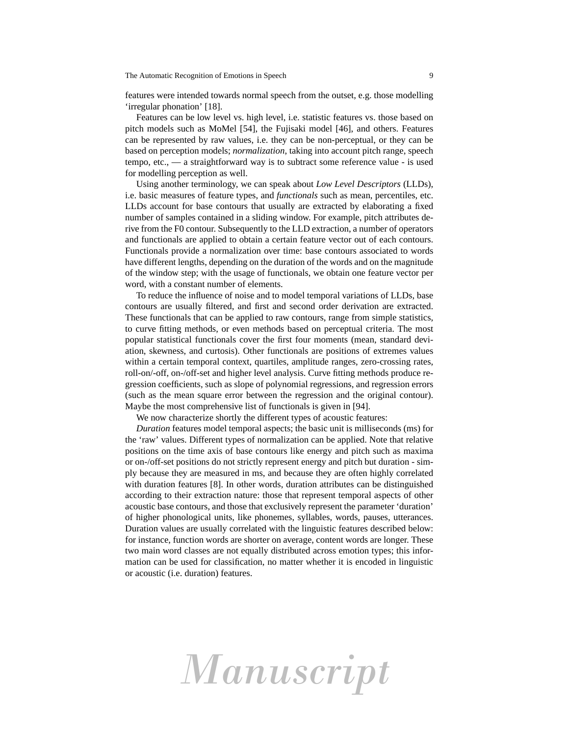features were intended towards normal speech from the outset, e.g. those modelling 'irregular phonation' [18].

Features can be low level vs. high level, i.e. statistic features vs. those based on pitch models such as MoMel [54], the Fujisaki model [46], and others. Features can be represented by raw values, i.e. they can be non-perceptual, or they can be based on perception models; *normalization*, taking into account pitch range, speech tempo, etc., — a straightforward way is to subtract some reference value - is used for modelling perception as well.

Using another terminology, we can speak about *Low Level Descriptors* (LLDs), i.e. basic measures of feature types, and *functionals* such as mean, percentiles, etc. LLDs account for base contours that usually are extracted by elaborating a fixed number of samples contained in a sliding window. For example, pitch attributes derive from the F0 contour. Subsequently to the LLD extraction, a number of operators and functionals are applied to obtain a certain feature vector out of each contours. Functionals provide a normalization over time: base contours associated to words have different lengths, depending on the duration of the words and on the magnitude of the window step; with the usage of functionals, we obtain one feature vector per word, with a constant number of elements.

To reduce the influence of noise and to model temporal variations of LLDs, base contours are usually filtered, and first and second order derivation are extracted. These functionals that can be applied to raw contours, range from simple statistics, to curve fitting methods, or even methods based on perceptual criteria. The most popular statistical functionals cover the first four moments (mean, standard deviation, skewness, and curtosis). Other functionals are positions of extremes values within a certain temporal context, quartiles, amplitude ranges, zero-crossing rates, roll-on/-off, on-/off-set and higher level analysis. Curve fitting methods produce regression coefficients, such as slope of polynomial regressions, and regression errors (such as the mean square error between the regression and the original contour). Maybe the most comprehensive list of functionals is given in [94].

We now characterize shortly the different types of acoustic features:

*Duration* features model temporal aspects; the basic unit is milliseconds (ms) for the 'raw' values. Different types of normalization can be applied. Note that relative positions on the time axis of base contours like energy and pitch such as maxima or on-/off-set positions do not strictly represent energy and pitch but duration - simply because they are measured in ms, and because they are often highly correlated with duration features [8]. In other words, duration attributes can be distinguished according to their extraction nature: those that represent temporal aspects of other acoustic base contours, and those that exclusively represent the parameter 'duration' of higher phonological units, like phonemes, syllables, words, pauses, utterances. Duration values are usually correlated with the linguistic features described below: for instance, function words are shorter on average, content words are longer. These two main word classes are not equally distributed across emotion types; this information can be used for classification, no matter whether it is encoded in linguistic or acoustic (i.e. duration) features.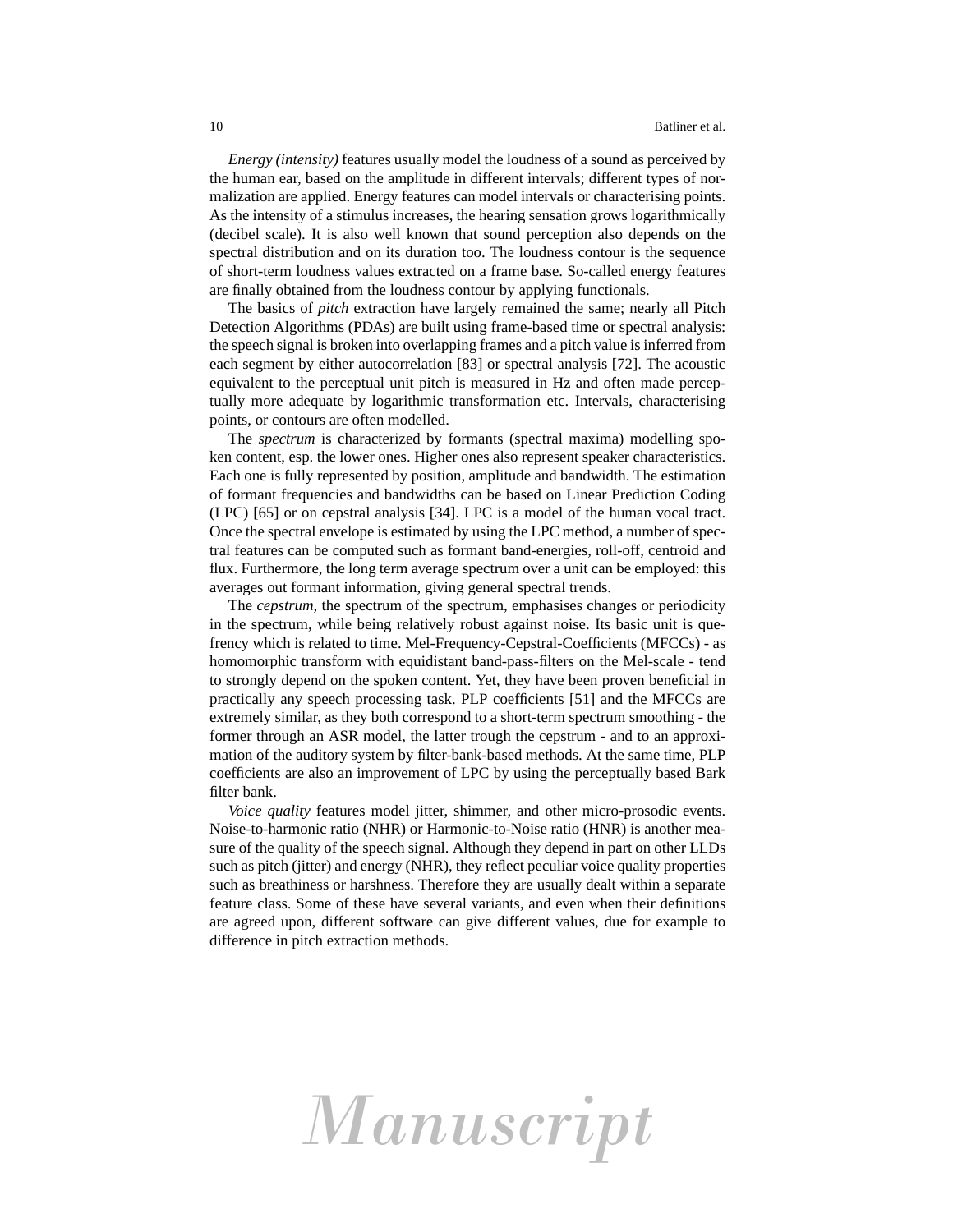*Energy (intensity)* features usually model the loudness of a sound as perceived by the human ear, based on the amplitude in different intervals; different types of normalization are applied. Energy features can model intervals or characterising points. As the intensity of a stimulus increases, the hearing sensation grows logarithmically (decibel scale). It is also well known that sound perception also depends on the spectral distribution and on its duration too. The loudness contour is the sequence of short-term loudness values extracted on a frame base. So-called energy features are finally obtained from the loudness contour by applying functionals.

The basics of *pitch* extraction have largely remained the same; nearly all Pitch Detection Algorithms (PDAs) are built using frame-based time or spectral analysis: the speech signal is broken into overlapping frames and a pitch value is inferred from each segment by either autocorrelation [83] or spectral analysis [72]. The acoustic equivalent to the perceptual unit pitch is measured in Hz and often made perceptually more adequate by logarithmic transformation etc. Intervals, characterising points, or contours are often modelled.

The *spectrum* is characterized by formants (spectral maxima) modelling spoken content, esp. the lower ones. Higher ones also represent speaker characteristics. Each one is fully represented by position, amplitude and bandwidth. The estimation of formant frequencies and bandwidths can be based on Linear Prediction Coding (LPC) [65] or on cepstral analysis [34]. LPC is a model of the human vocal tract. Once the spectral envelope is estimated by using the LPC method, a number of spectral features can be computed such as formant band-energies, roll-off, centroid and flux. Furthermore, the long term average spectrum over a unit can be employed: this averages out formant information, giving general spectral trends.

The *cepstrum*, the spectrum of the spectrum, emphasises changes or periodicity in the spectrum, while being relatively robust against noise. Its basic unit is quefrency which is related to time. Mel-Frequency-Cepstral-Coefficients (MFCCs) - as homomorphic transform with equidistant band-pass-filters on the Mel-scale - tend to strongly depend on the spoken content. Yet, they have been proven beneficial in practically any speech processing task. PLP coefficients [51] and the MFCCs are extremely similar, as they both correspond to a short-term spectrum smoothing - the former through an ASR model, the latter trough the cepstrum - and to an approximation of the auditory system by filter-bank-based methods. At the same time, PLP coefficients are also an improvement of LPC by using the perceptually based Bark filter bank.

*Voice quality* features model jitter, shimmer, and other micro-prosodic events. Noise-to-harmonic ratio (NHR) or Harmonic-to-Noise ratio (HNR) is another measure of the quality of the speech signal. Although they depend in part on other LLDs such as pitch (jitter) and energy (NHR), they reflect peculiar voice quality properties such as breathiness or harshness. Therefore they are usually dealt within a separate feature class. Some of these have several variants, and even when their definitions are agreed upon, different software can give different values, due for example to difference in pitch extraction methods.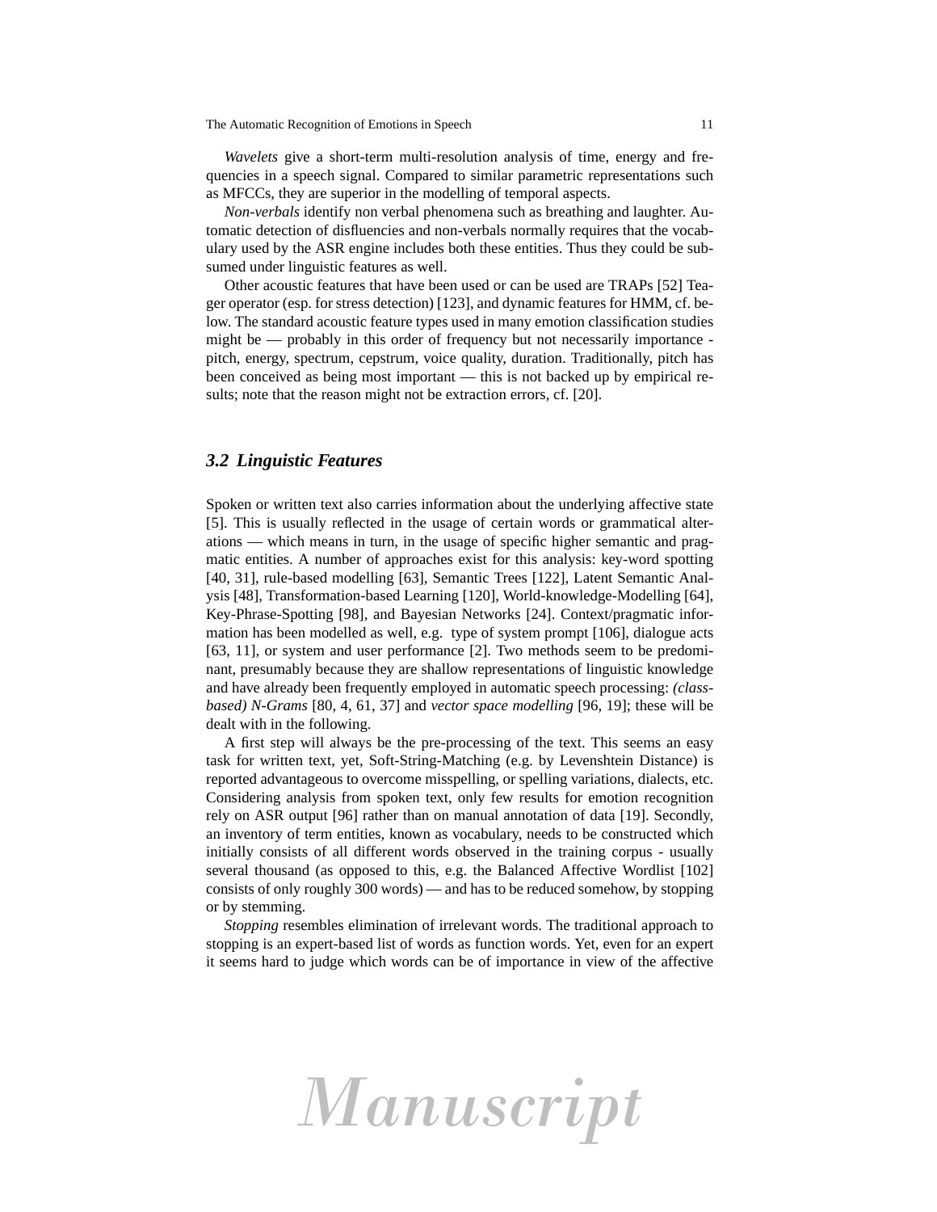*Wavelets* give a short-term multi-resolution analysis of time, energy and frequencies in a speech signal. Compared to similar parametric representations such as MFCCs, they are superior in the modelling of temporal aspects.

*Non-verbals* identify non verbal phenomena such as breathing and laughter. Automatic detection of disfluencies and non-verbals normally requires that the vocabulary used by the ASR engine includes both these entities. Thus they could be subsumed under linguistic features as well.

Other acoustic features that have been used or can be used are TRAPs [52] Teager operator (esp. for stress detection) [123], and dynamic features for HMM, cf. below. The standard acoustic feature types used in many emotion classification studies might be — probably in this order of frequency but not necessarily importance - pitch, energy, spectrum, cepstrum, voice quality, duration. Traditionally, pitch has been conceived as being most important — this is not backed up by empirical results; note that the reason might not be extraction errors, cf. [20].

### 3.2 Linguistic Features

Spoken or written text also carries information about the underlying affective state [5]. This is usually reflected in the usage of certain words or grammatical alterations — which means in turn, in the usage of specific higher semantic and pragmatic entities. A number of approaches exist for this analysis: key-word spotting [40, 31], rule-based modelling [63], Semantic Trees [122], Latent Semantic Analysis [48], Transformation-based Learning [120], World-knowledge-Modelling [64], Key-Phrase-Spotting [98], and Bayesian Networks [24]. Context/pragmatic information has been modelled as well, e.g. type of system prompt [106], dialogue acts [63, 11], or system and user performance [2]. Two methods seem to be predominant, presumably because they are shallow representations of linguistic knowledge and have already been frequently employed in automatic speech processing: *(class-based) N-Grams* [80, 4, 61, 37] and *vector space modelling* [96, 19]; these will be dealt with in the following.

A first step will always be the pre-processing of the text. This seems an easy task for written text, yet, Soft-String-Matching (e.g. by Levenshtein Distance) is reported advantageous to overcome misspelling, or spelling variations, dialects, etc. Considering analysis from spoken text, only few results for emotion recognition rely on ASR output [96] rather than on manual annotation of data [19]. Secondly, an inventory of term entities, known as vocabulary, needs to be constructed which initially consists of all different words observed in the training corpus - usually several thousand (as opposed to this, e.g. the Balanced Affective Wordlist [102] consists of only roughly 300 words) — and has to be reduced somehow, by stopping or by stemming.

*Stopping* resembles elimination of irrelevant words. The traditional approach to stopping is an expert-based list of words as function words. Yet, even for an expert it seems hard to judge which words can be of importance in view of the affective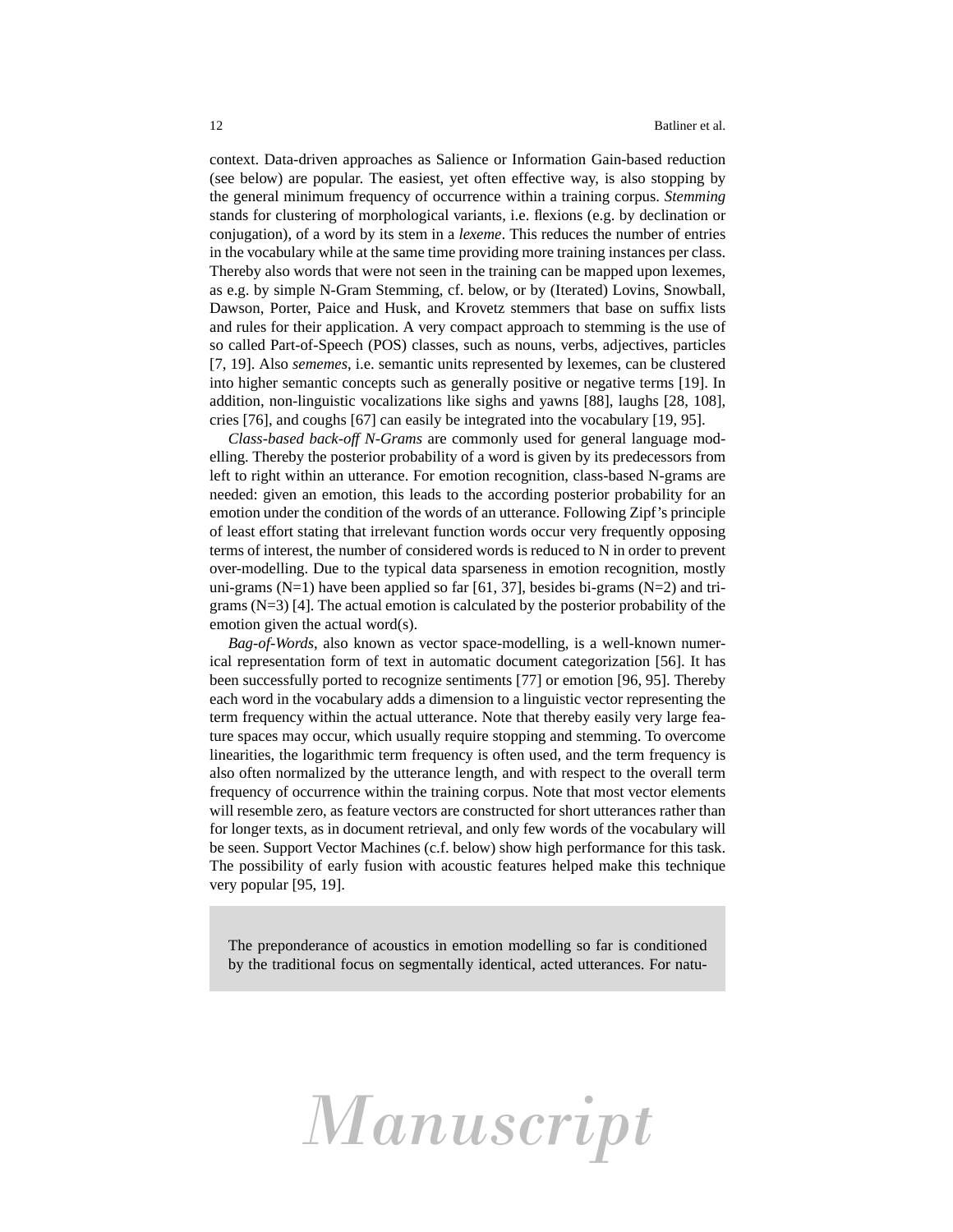context. Data-driven approaches as Salience or Information Gain-based reduction (see below) are popular. The easiest, yet often effective way, is also stopping by the general minimum frequency of occurrence within a training corpus. *Stemming* stands for clustering of morphological variants, i.e. flexions (e.g. by declination or conjugation), of a word by its stem in a *lexeme*. This reduces the number of entries in the vocabulary while at the same time providing more training instances per class. Thereby also words that were not seen in the training can be mapped upon lexemes, as e.g. by simple N-Gram Stemming, cf. below, or by (Iterated) Lovins, Snowball, Dawson, Porter, Paice and Husk, and Krovetz stemmers that base on suffix lists and rules for their application. A very compact approach to stemming is the use of so called Part-of-Speech (POS) classes, such as nouns, verbs, adjectives, particles [7, 19]. Also *sememes*, i.e. semantic units represented by lexemes, can be clustered into higher semantic concepts such as generally positive or negative terms [19]. In addition, non-linguistic vocalizations like sighs and yawns [88], laughs [28, 108], cries [76], and coughs [67] can easily be integrated into the vocabulary [19, 95].

*Class-based back-off N-Grams* are commonly used for general language modelling. Thereby the posterior probability of a word is given by its predecessors from left to right within an utterance. For emotion recognition, class-based N-grams are needed: given an emotion, this leads to the according posterior probability for an emotion under the condition of the words of an utterance. Following Zipf's principle of least effort stating that irrelevant function words occur very frequently opposing terms of interest, the number of considered words is reduced to N in order to prevent over-modelling. Due to the typical data sparseness in emotion recognition, mostly uni-grams (N=1) have been applied so far [61, 37], besides bi-grams (N=2) and tri-grams (N=3) [4]. The actual emotion is calculated by the posterior probability of the emotion given the actual word(s).

*Bag-of-Words*, also known as vector space-modelling, is a well-known numerical representation form of text in automatic document categorization [56]. It has been successfully ported to recognize sentiments [77] or emotion [96, 95]. Thereby each word in the vocabulary adds a dimension to a linguistic vector representing the term frequency within the actual utterance. Note that thereby easily very large feature spaces may occur, which usually require stopping and stemming. To overcome linearities, the logarithmic term frequency is often used, and the term frequency is also often normalized by the utterance length, and with respect to the overall term frequency of occurrence within the training corpus. Note that most vector elements will resemble zero, as feature vectors are constructed for short utterances rather than for longer texts, as in document retrieval, and only few words of the vocabulary will be seen. Support Vector Machines (c.f. below) show high performance for this task. The possibility of early fusion with acoustic features helped make this technique very popular [95, 19].

The preponderance of acoustics in emotion modelling so far is conditioned by the traditional focus on segmentally identical, acted utterances. For natu-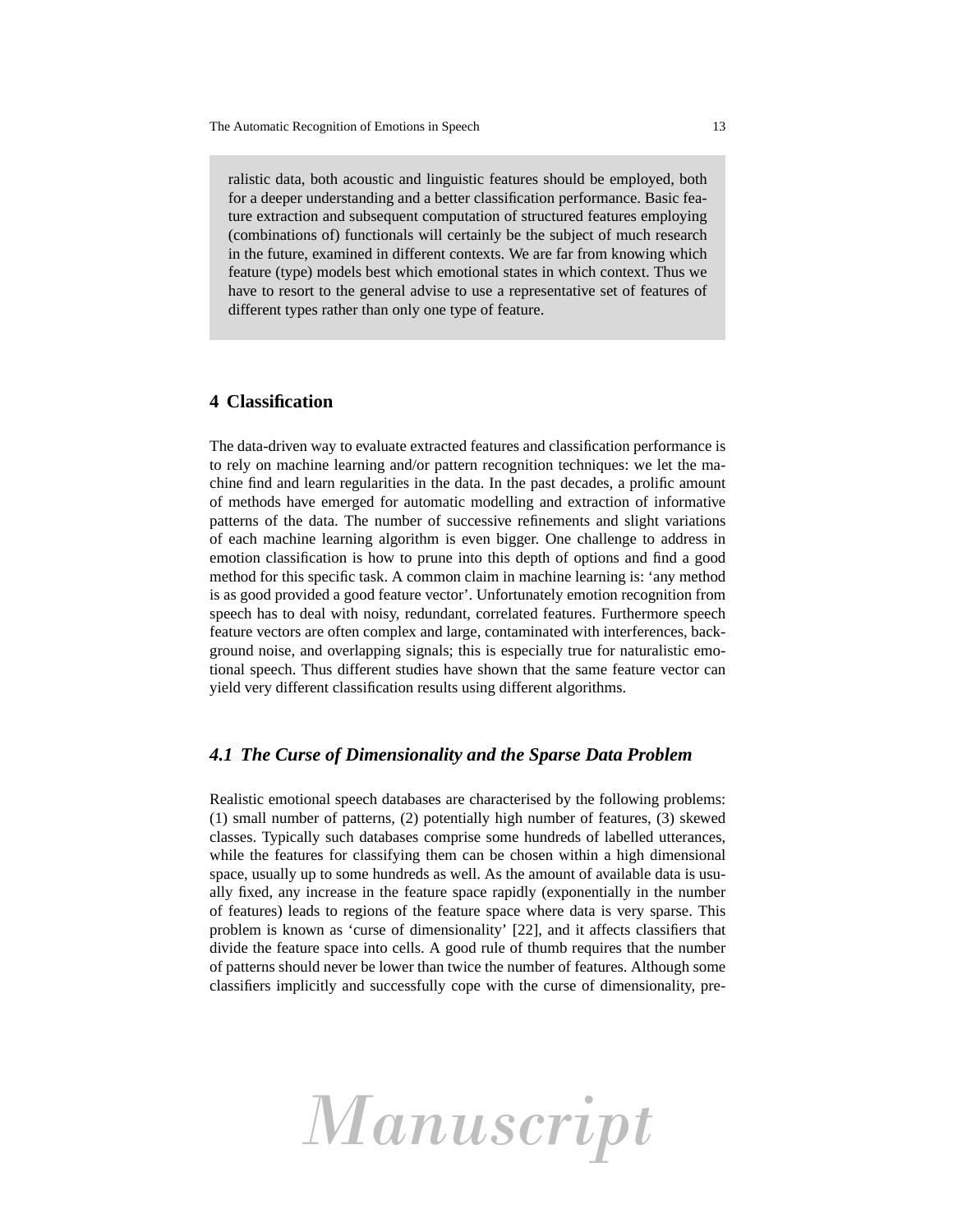ralistic data, both acoustic and linguistic features should be employed, both for a deeper understanding and a better classification performance. Basic feature extraction and subsequent computation of structured features employing (combinations of) functionals will certainly be the subject of much research in the future, examined in different contexts. We are far from knowing which feature (type) models best which emotional states in which context. Thus we have to resort to the general advise to use a representative set of features of different types rather than only one type of feature.

## 4 Classification

The data-driven way to evaluate extracted features and classification performance is to rely on machine learning and/or pattern recognition techniques: we let the machine find and learn regularities in the data. In the past decades, a prolific amount of methods have emerged for automatic modelling and extraction of informative patterns of the data. The number of successive refinements and slight variations of each machine learning algorithm is even bigger. One challenge to address in emotion classification is how to prune into this depth of options and find a good method for this specific task. A common claim in machine learning is: 'any method is as good provided a good feature vector'. Unfortunately emotion recognition from speech has to deal with noisy, redundant, correlated features. Furthermore speech feature vectors are often complex and large, contaminated with interferences, background noise, and overlapping signals; this is especially true for naturalistic emotional speech. Thus different studies have shown that the same feature vector can yield very different classification results using different algorithms.

### *4.1 The Curse of Dimensionality and the Sparse Data Problem*

Realistic emotional speech databases are characterised by the following problems: (1) small number of patterns, (2) potentially high number of features, (3) skewed classes. Typically such databases comprise some hundreds of labelled utterances, while the features for classifying them can be chosen within a high dimensional space, usually up to some hundreds as well. As the amount of available data is usually fixed, any increase in the feature space rapidly (exponentially in the number of features) leads to regions of the feature space where data is very sparse. This problem is known as 'curse of dimensionality' [22], and it affects classifiers that divide the feature space into cells. A good rule of thumb requires that the number of patterns should never be lower than twice the number of features. Although some classifiers implicitly and successfully cope with the curse of dimensionality, pre-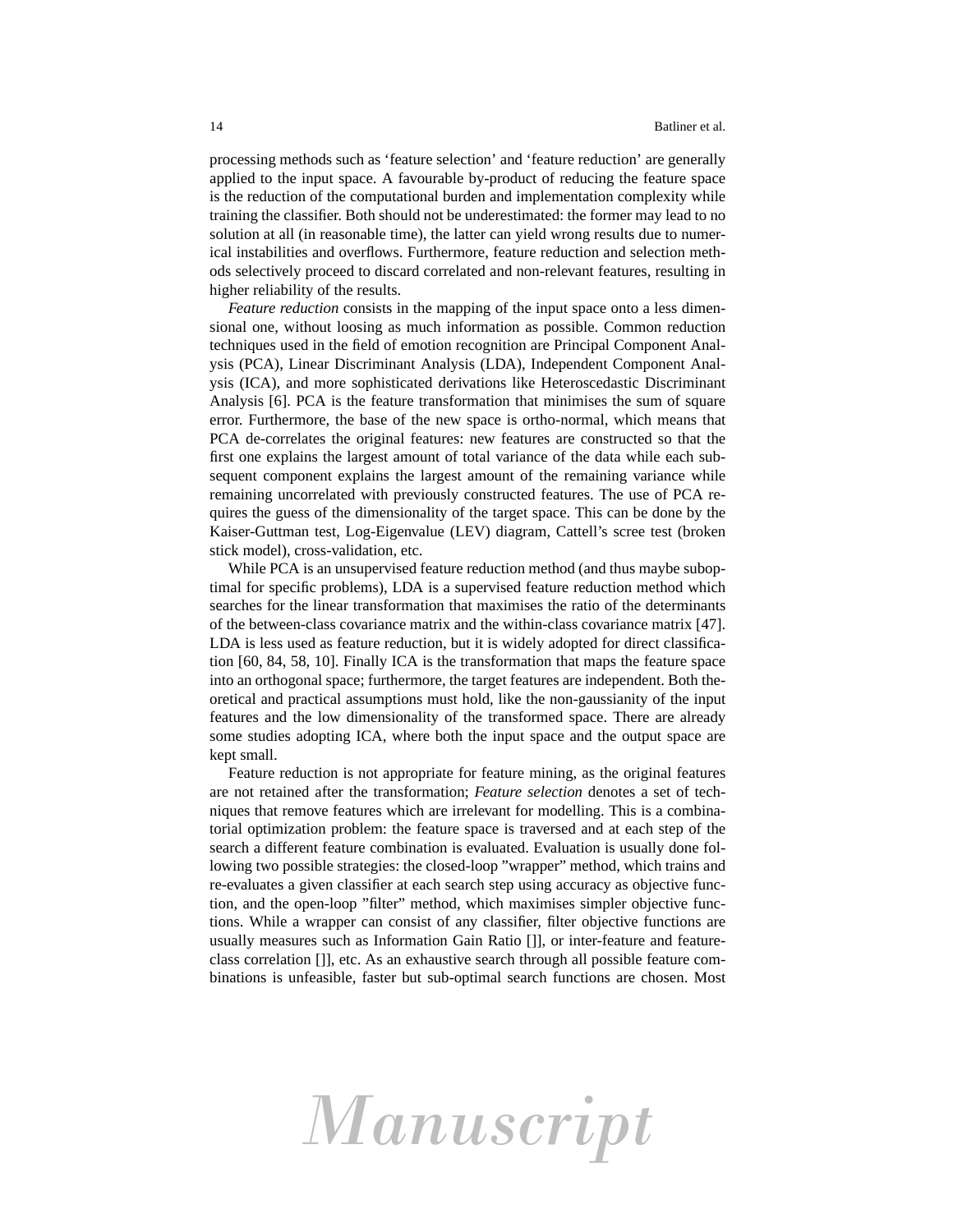processing methods such as 'feature selection' and 'feature reduction' are generally applied to the input space. A favourable by-product of reducing the feature space is the reduction of the computational burden and implementation complexity while training the classifier. Both should not be underestimated: the former may lead to no solution at all (in reasonable time), the latter can yield wrong results due to numerical instabilities and overflows. Furthermore, feature reduction and selection methods selectively proceed to discard correlated and non-relevant features, resulting in higher reliability of the results.

*Feature reduction* consists in the mapping of the input space onto a less dimensional one, without loosing as much information as possible. Common reduction techniques used in the field of emotion recognition are Principal Component Analysis (PCA), Linear Discriminant Analysis (LDA), Independent Component Analysis (ICA), and more sophisticated derivations like Heteroscedastic Discriminant Analysis [6]. PCA is the feature transformation that minimises the sum of square error. Furthermore, the base of the new space is ortho-normal, which means that PCA de-correlates the original features: new features are constructed so that the first one explains the largest amount of total variance of the data while each subsequent component explains the largest amount of the remaining variance while remaining uncorrelated with previously constructed features. The use of PCA requires the guess of the dimensionality of the target space. This can be done by the Kaiser-Guttman test, Log-Eigenvalue (LEV) diagram, Cattell's scree test (broken stick model), cross-validation, etc.

While PCA is an unsupervised feature reduction method (and thus maybe suboptimal for specific problems), LDA is a supervised feature reduction method which searches for the linear transformation that maximises the ratio of the determinants of the between-class covariance matrix and the within-class covariance matrix [47]. LDA is less used as feature reduction, but it is widely adopted for direct classification [60, 84, 58, 10]. Finally ICA is the transformation that maps the feature space into an orthogonal space; furthermore, the target features are independent. Both theoretical and practical assumptions must hold, like the non-gaussianity of the input features and the low dimensionality of the transformed space. There are already some studies adopting ICA, where both the input space and the output space are kept small.

Feature reduction is not appropriate for feature mining, as the original features are not retained after the transformation; *Feature selection* denotes a set of techniques that remove features which are irrelevant for modelling. This is a combinatorial optimization problem: the feature space is traversed and at each step of the search a different feature combination is evaluated. Evaluation is usually done following two possible strategies: the closed-loop "wrapper" method, which trains and re-evaluates a given classifier at each search step using accuracy as objective function, and the open-loop "filter" method, which maximises simpler objective functions. While a wrapper can consist of any classifier, filter objective functions are usually measures such as Information Gain Ratio [], or inter-feature and feature-class correlation []], etc. As an exhaustive search through all possible feature combinations is unfeasible, faster but sub-optimal search functions are chosen. Most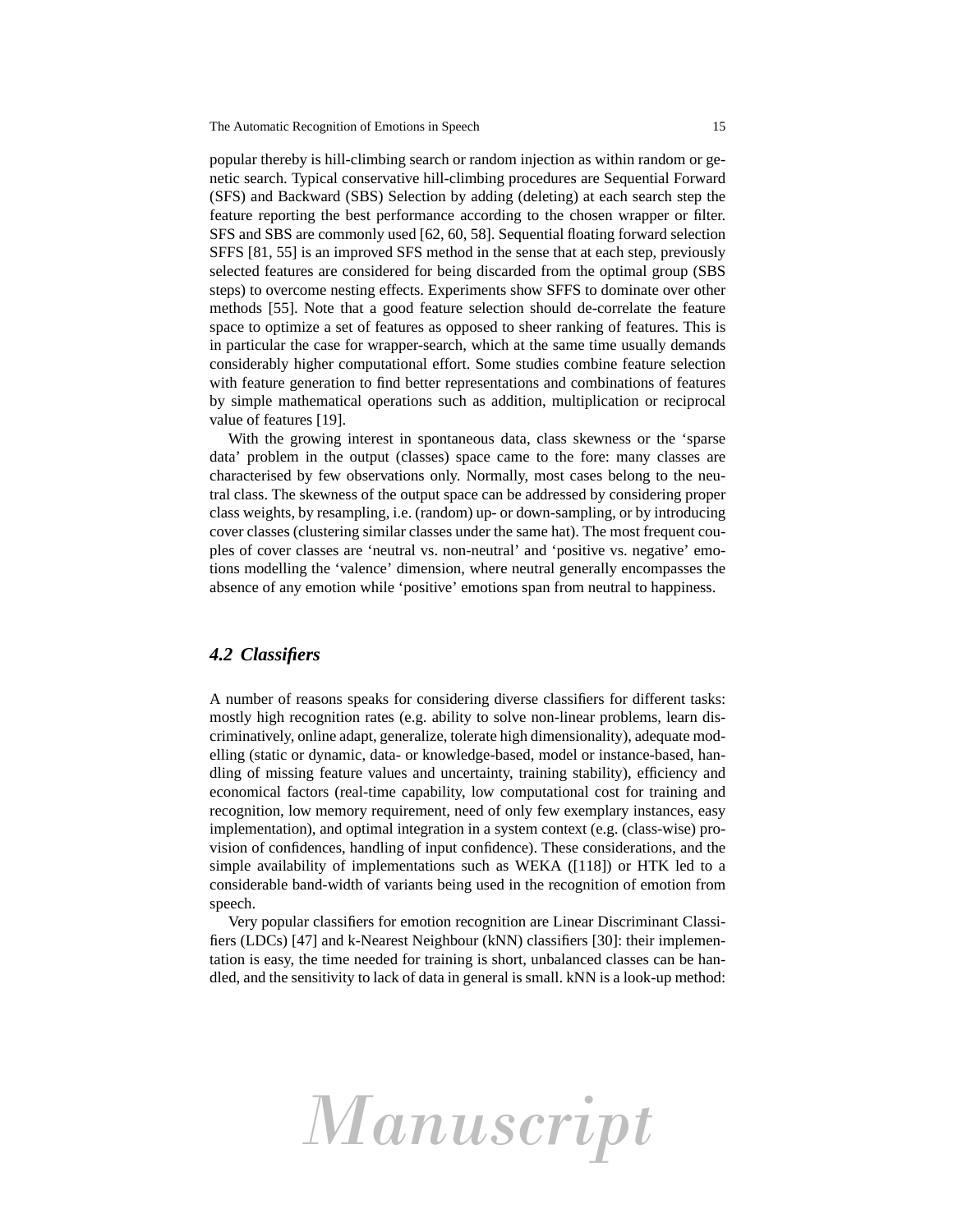popular thereby is hill-climbing search or random injection as within random or genetic search. Typical conservative hill-climbing procedures are Sequential Forward (SFS) and Backward (SBS) Selection by adding (deleting) at each search step the feature reporting the best performance according to the chosen wrapper or filter. SFS and SBS are commonly used [62, 60, 58]. Sequential floating forward selection SFFS [81, 55] is an improved SFS method in the sense that at each step, previously selected features are considered for being discarded from the optimal group (SBS steps) to overcome nesting effects. Experiments show SFFS to dominate over other methods [55]. Note that a good feature selection should de-correlate the feature space to optimize a set of features as opposed to sheer ranking of features. This is in particular the case for wrapper-search, which at the same time usually demands considerably higher computational effort. Some studies combine feature selection with feature generation to find better representations and combinations of features by simple mathematical operations such as addition, multiplication or reciprocal value of features [19].

With the growing interest in spontaneous data, class skewness or the 'sparse data' problem in the output (classes) space came to the fore: many classes are characterised by few observations only. Normally, most cases belong to the neutral class. The skewness of the output space can be addressed by considering proper class weights, by resampling, i.e. (random) up- or down-sampling, or by introducing cover classes (clustering similar classes under the same hat). The most frequent couples of cover classes are 'neutral vs. non-neutral' and 'positive vs. negative' emotions modelling the 'valence' dimension, where neutral generally encompasses the absence of any emotion while 'positive' emotions span from neutral to happiness.

### *4.2 Classifiers*

A number of reasons speaks for considering diverse classifiers for different tasks: mostly high recognition rates (e.g. ability to solve non-linear problems, learn discriminatively, online adapt, generalize, tolerate high dimensionality), adequate modelling (static or dynamic, data- or knowledge-based, model or instance-based, handling of missing feature values and uncertainty, training stability), efficiency and economical factors (real-time capability, low computational cost for training and recognition, low memory requirement, need of only few exemplary instances, easy implementation), and optimal integration in a system context (e.g. (class-wise) provision of confidences, handling of input confidence). These considerations, and the simple availability of implementations such as WEKA ([118]) or HTK led to a considerable band-width of variants being used in the recognition of emotion from speech.

Very popular classifiers for emotion recognition are Linear Discriminant Classifiers (LDCs) [47] and k-Nearest Neighbour (kNN) classifiers [30]: their implementation is easy, the time needed for training is short, unbalanced classes can be handled, and the sensitivity to lack of data in general is small. kNN is a look-up method: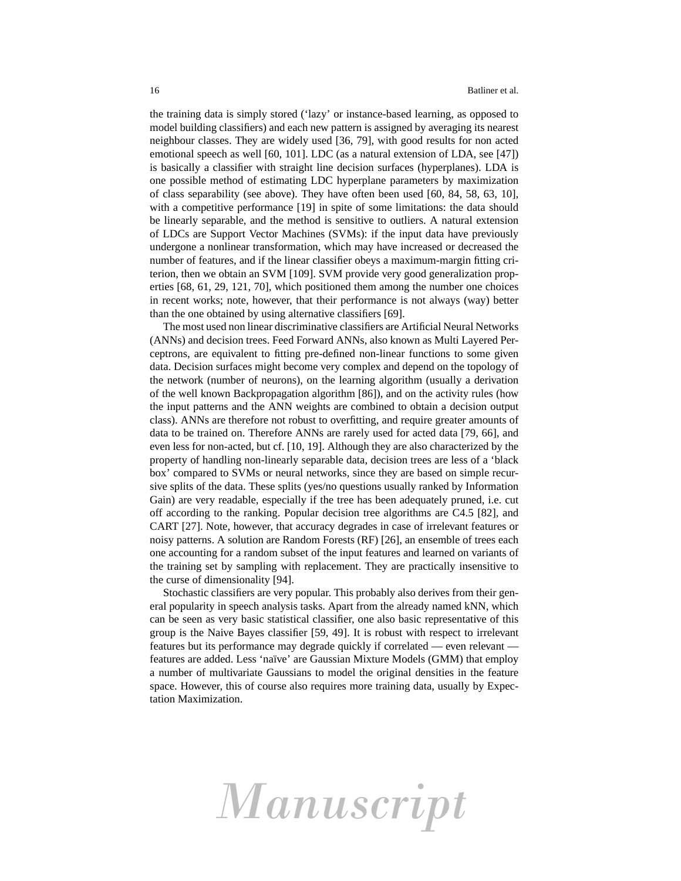the training data is simply stored ('lazy' or instance-based learning, as opposed to model building classifiers) and each new pattern is assigned by averaging its nearest neighbour classes. They are widely used [36, 79], with good results for non acted emotional speech as well [60, 101]. LDC (as a natural extension of LDA, see [47]) is basically a classifier with straight line decision surfaces (hyperplanes). LDA is one possible method of estimating LDC hyperplane parameters by maximization of class separability (see above). They have often been used [60, 84, 58, 63, 10], with a competitive performance [19] in spite of some limitations: the data should be linearly separable, and the method is sensitive to outliers. A natural extension of LDCs are Support Vector Machines (SVMs): if the input data have previously undergone a nonlinear transformation, which may have increased or decreased the number of features, and if the linear classifier obeys a maximum-margin fitting criterion, then we obtain an SVM [109]. SVM provide very good generalization properties [68, 61, 29, 121, 70], which positioned them among the number one choices in recent works; note, however, that their performance is not always (way) better than the one obtained by using alternative classifiers [69].

The most used non linear discriminative classifiers are Artificial Neural Networks (ANNs) and decision trees. Feed Forward ANNs, also known as Multi Layered Perceptrons, are equivalent to fitting pre-defined non-linear functions to some given data. Decision surfaces might become very complex and depend on the topology of the network (number of neurons), on the learning algorithm (usually a derivation of the well known Backpropagation algorithm [86]), and on the activity rules (how the input patterns and the ANN weights are combined to obtain a decision output class). ANNs are therefore not robust to overfitting, and require greater amounts of data to be trained on. Therefore ANNs are rarely used for acted data [79, 66], and even less for non-acted, but cf. [10, 19]. Although they are also characterized by the property of handling non-linearly separable data, decision trees are less of a 'black box' compared to SVMs or neural networks, since they are based on simple recursive splits of the data. These splits (yes/no questions usually ranked by Information Gain) are very readable, especially if the tree has been adequately pruned, i.e. cut off according to the ranking. Popular decision tree algorithms are C4.5 [82], and CART [27]. Note, however, that accuracy degrades in case of irrelevant features or noisy patterns. A solution are Random Forests (RF) [26], an ensemble of trees each one accounting for a random subset of the input features and learned on variants of the training set by sampling with replacement. They are practically insensitive to the curse of dimensionality [94].

Stochastic classifiers are very popular. This probably also derives from their general popularity in speech analysis tasks. Apart from the already named kNN, which can be seen as very basic statistical classifier, one also basic representative of this group is the Naive Bayes classifier [59, 49]. It is robust with respect to irrelevant features but its performance may degrade quickly if correlated — even relevant — features are added. Less 'naïve' are Gaussian Mixture Models (GMM) that employ a number of multivariate Gaussians to model the original densities in the feature space. However, this of course also requires more training data, usually by Expectation Maximization.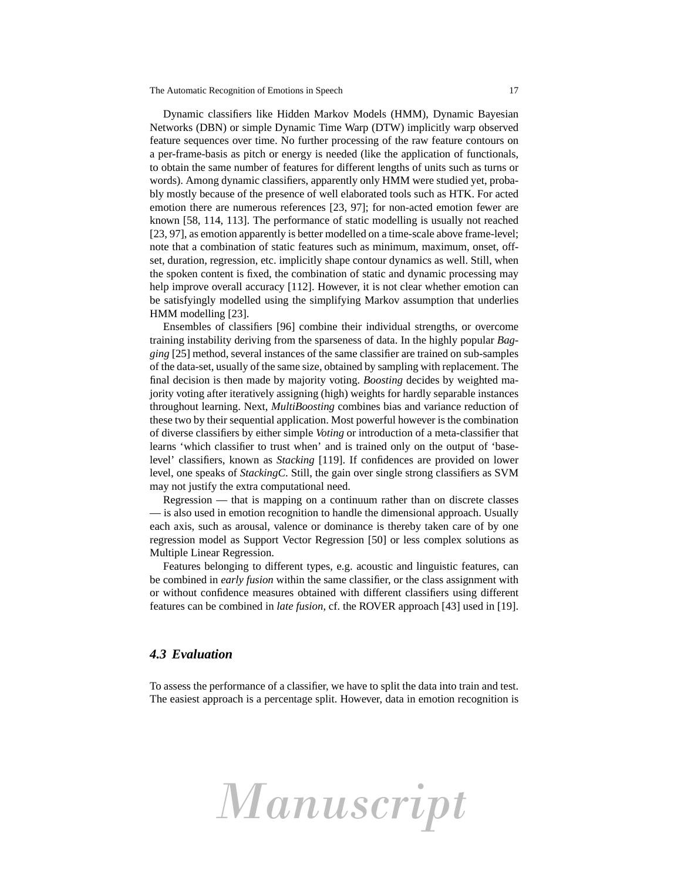Dynamic classifiers like Hidden Markov Models (HMM), Dynamic Bayesian Networks (DBN) or simple Dynamic Time Warp (DTW) implicitly warp observed feature sequences over time. No further processing of the raw feature contours on a per-frame-basis as pitch or energy is needed (like the application of functionals, to obtain the same number of features for different lengths of units such as turns or words). Among dynamic classifiers, apparently only HMM were studied yet, probably mostly because of the presence of well elaborated tools such as HTK. For acted emotion there are numerous references [23, 97]; for non-acted emotion fewer are known [58, 114, 113]. The performance of static modelling is usually not reached [23, 97], as emotion apparently is better modelled on a time-scale above frame-level; note that a combination of static features such as minimum, maximum, onset, offset, duration, regression, etc. implicitly shape contour dynamics as well. Still, when the spoken content is fixed, the combination of static and dynamic processing may help improve overall accuracy [112]. However, it is not clear whether emotion can be satisfyingly modelled using the simplifying Markov assumption that underlies HMM modelling [23].

Ensembles of classifiers [96] combine their individual strengths, or overcome training instability deriving from the sparseness of data. In the highly popular *Bagging* [25] method, several instances of the same classifier are trained on sub-samples of the data-set, usually of the same size, obtained by sampling with replacement. The final decision is then made by majority voting. *Boosting* decides by weighted majority voting after iteratively assigning (high) weights for hardly separable instances throughout learning. Next, *MultiBoosting* combines bias and variance reduction of these two by their sequential application. Most powerful however is the combination of diverse classifiers by either simple *Voting* or introduction of a meta-classifier that learns 'which classifier to trust when' and is trained only on the output of 'base-level' classifiers, known as *Stacking* [119]. If confidences are provided on lower level, one speaks of *StackingC*. Still, the gain over single strong classifiers as SVM may not justify the extra computational need.

Regression — that is mapping on a continuum rather than on discrete classes — is also used in emotion recognition to handle the dimensional approach. Usually each axis, such as arousal, valence or dominance is thereby taken care of by one regression model as Support Vector Regression [50] or less complex solutions as Multiple Linear Regression.

Features belonging to different types, e.g. acoustic and linguistic features, can be combined in *early fusion* within the same classifier, or the class assignment with or without confidence measures obtained with different classifiers using different features can be combined in *late fusion*, cf. the ROVER approach [43] used in [19].

### 4.3 Evaluation

To assess the performance of a classifier, we have to split the data into train and test. The easiest approach is a percentage split. However, data in emotion recognition is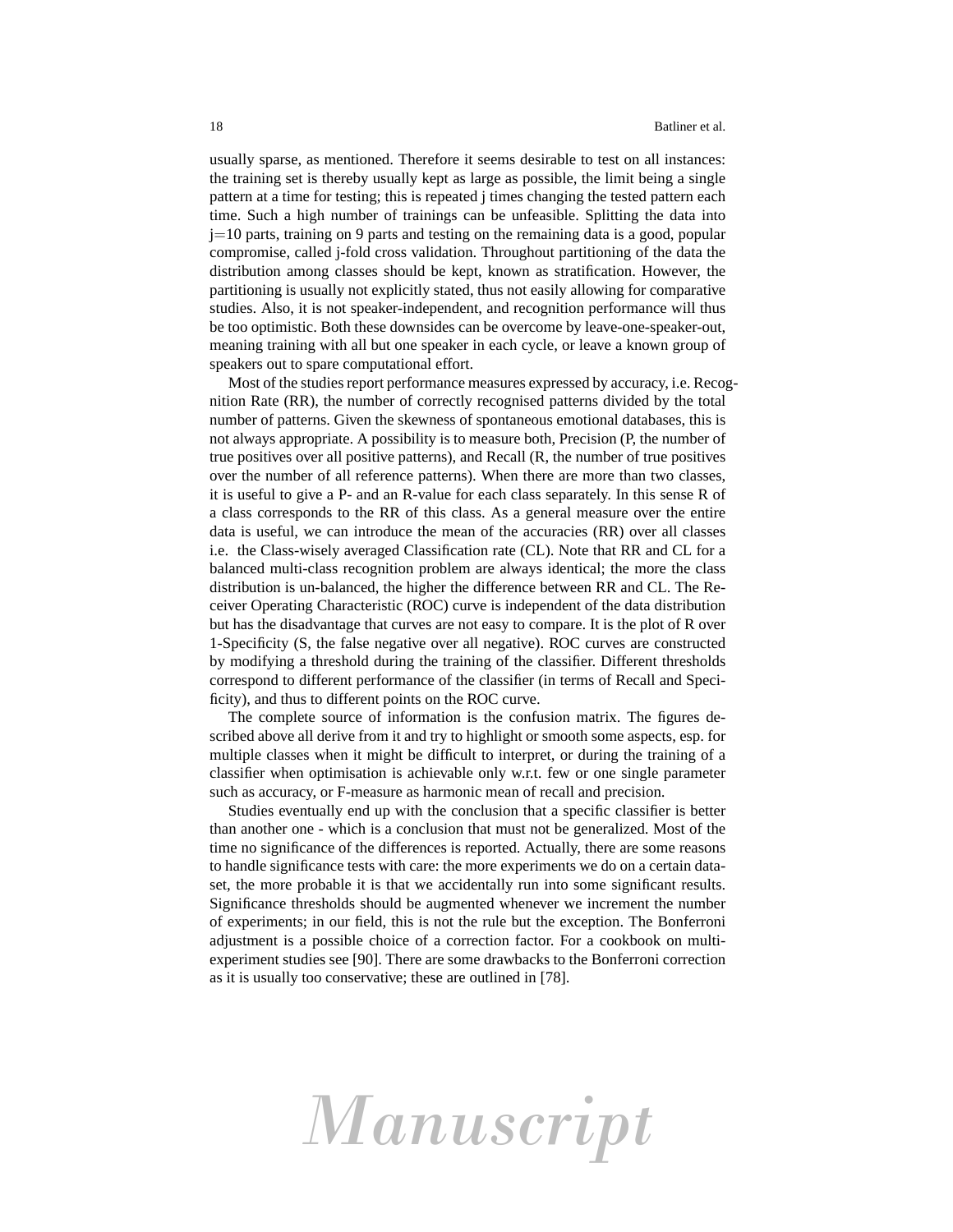usually sparse, as mentioned. Therefore it seems desirable to test on all instances: the training set is thereby usually kept as large as possible, the limit being a single pattern at a time for testing; this is repeated j times changing the tested pattern each time. Such a high number of trainings can be unfeasible. Splitting the data into j=10 parts, training on 9 parts and testing on the remaining data is a good, popular compromise, called j-fold cross validation. Throughout partitioning of the data the distribution among classes should be kept, known as stratification. However, the partitioning is usually not explicitly stated, thus not easily allowing for comparative studies. Also, it is not speaker-independent, and recognition performance will thus be too optimistic. Both these downsides can be overcome by leave-one-speaker-out, meaning training with all but one speaker in each cycle, or leave a known group of speakers out to spare computational effort.

Most of the studies report performance measures expressed by accuracy, i.e. Recognition Rate (RR), the number of correctly recognised patterns divided by the total number of patterns. Given the skewness of spontaneous emotional databases, this is not always appropriate. A possibility is to measure both, Precision (P, the number of true positives over all positive patterns), and Recall (R, the number of true positives over the number of all reference patterns). When there are more than two classes, it is useful to give a P- and an R-value for each class separately. In this sense R of a class corresponds to the RR of this class. As a general measure over the entire data is useful, we can introduce the mean of the accuracies (RR) over all classes i.e. the Class-wisely averaged Classification rate (CL). Note that RR and CL for a balanced multi-class recognition problem are always identical; the more the class distribution is un-balanced, the higher the difference between RR and CL. The Receiver Operating Characteristic (ROC) curve is independent of the data distribution but has the disadvantage that curves are not easy to compare. It is the plot of R over 1-Specificity (S, the false negative over all negative). ROC curves are constructed by modifying a threshold during the training of the classifier. Different thresholds correspond to different performance of the classifier (in terms of Recall and Specificity), and thus to different points on the ROC curve.

The complete source of information is the confusion matrix. The figures described above all derive from it and try to highlight or smooth some aspects, esp. for multiple classes when it might be difficult to interpret, or during the training of a classifier when optimisation is achievable only w.r.t. few or one single parameter such as accuracy, or F-measure as harmonic mean of recall and precision.

Studies eventually end up with the conclusion that a specific classifier is better than another one - which is a conclusion that must not be generalized. Most of the time no significance of the differences is reported. Actually, there are some reasons to handle significance tests with care: the more experiments we do on a certain dataset, the more probable it is that we accidentally run into some significant results. Significance thresholds should be augmented whenever we increment the number of experiments; in our field, this is not the rule but the exception. The Bonferroni adjustment is a possible choice of a correction factor. For a cookbook on multi-experiment studies see [90]. There are some drawbacks to the Bonferroni correction as it is usually too conservative; these are outlined in [78].

*Manuscript*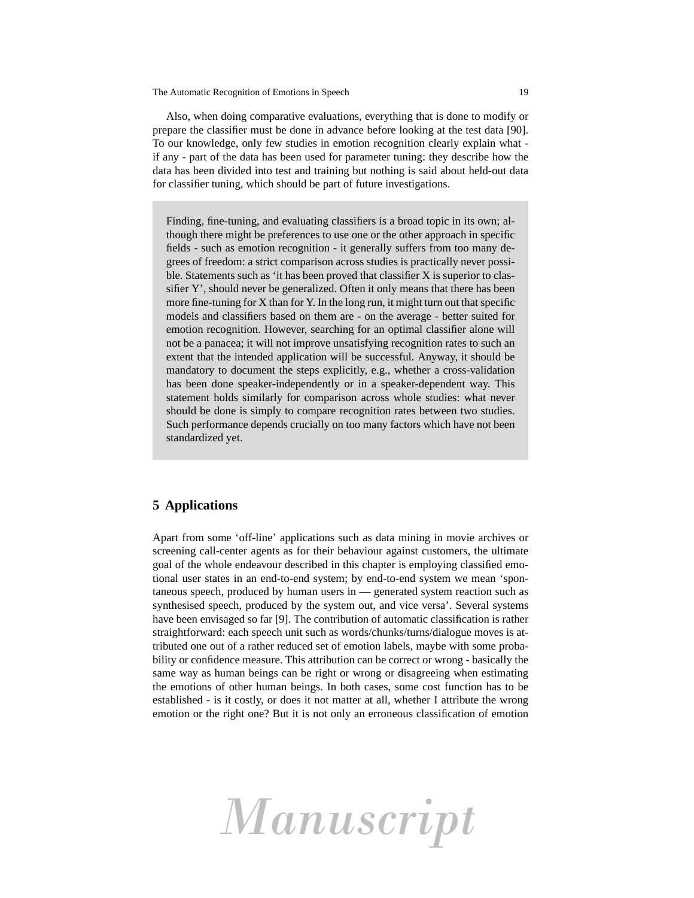Also, when doing comparative evaluations, everything that is done to modify or prepare the classifier must be done in advance before looking at the test data [90]. To our knowledge, only few studies in emotion recognition clearly explain what - if any - part of the data has been used for parameter tuning: they describe how the data has been divided into test and training but nothing is said about held-out data for classifier tuning, which should be part of future investigations.

> Finding, fine-tuning, and evaluating classifiers is a broad topic in its own; although there might be preferences to use one or the other approach in specific fields - such as emotion recognition - it generally suffers from too many degrees of freedom: a strict comparison across studies is practically never possible. Statements such as 'it has been proved that classifier X is superior to classifier Y', should never be generalized. Often it only means that there has been more fine-tuning for X than for Y. In the long run, it might turn out that specific models and classifiers based on them are - on the average - better suited for emotion recognition. However, searching for an optimal classifier alone will not be a panacea; it will not improve unsatisfying recognition rates to such an extent that the intended application will be successful. Anyway, it should be mandatory to document the steps explicitly, e.g., whether a cross-validation has been done speaker-independently or in a speaker-dependent way. This statement holds similarly for comparison across whole studies: what never should be done is simply to compare recognition rates between two studies. Such performance depends crucially on too many factors which have not been standardized yet.

## 5 Applications

Apart from some 'off-line' applications such as data mining in movie archives or screening call-center agents as for their behaviour against customers, the ultimate goal of the whole endeavour described in this chapter is employing classified emotional user states in an end-to-end system; by end-to-end system we mean 'spontaneous speech, produced by human users in — generated system reaction such as synthesised speech, produced by the system out, and vice versa'. Several systems have been envisaged so far [9]. The contribution of automatic classification is rather straightforward: each speech unit such as words/chunks/turns/dialogue moves is attributed one out of a rather reduced set of emotion labels, maybe with some probability or confidence measure. This attribution can be correct or wrong - basically the same way as human beings can be right or wrong or disagreeing when estimating the emotions of other human beings. In both cases, some cost function has to be established - is it costly, or does it not matter at all, whether I attribute the wrong emotion or the right one? But it is not only an erroneous classification of emotion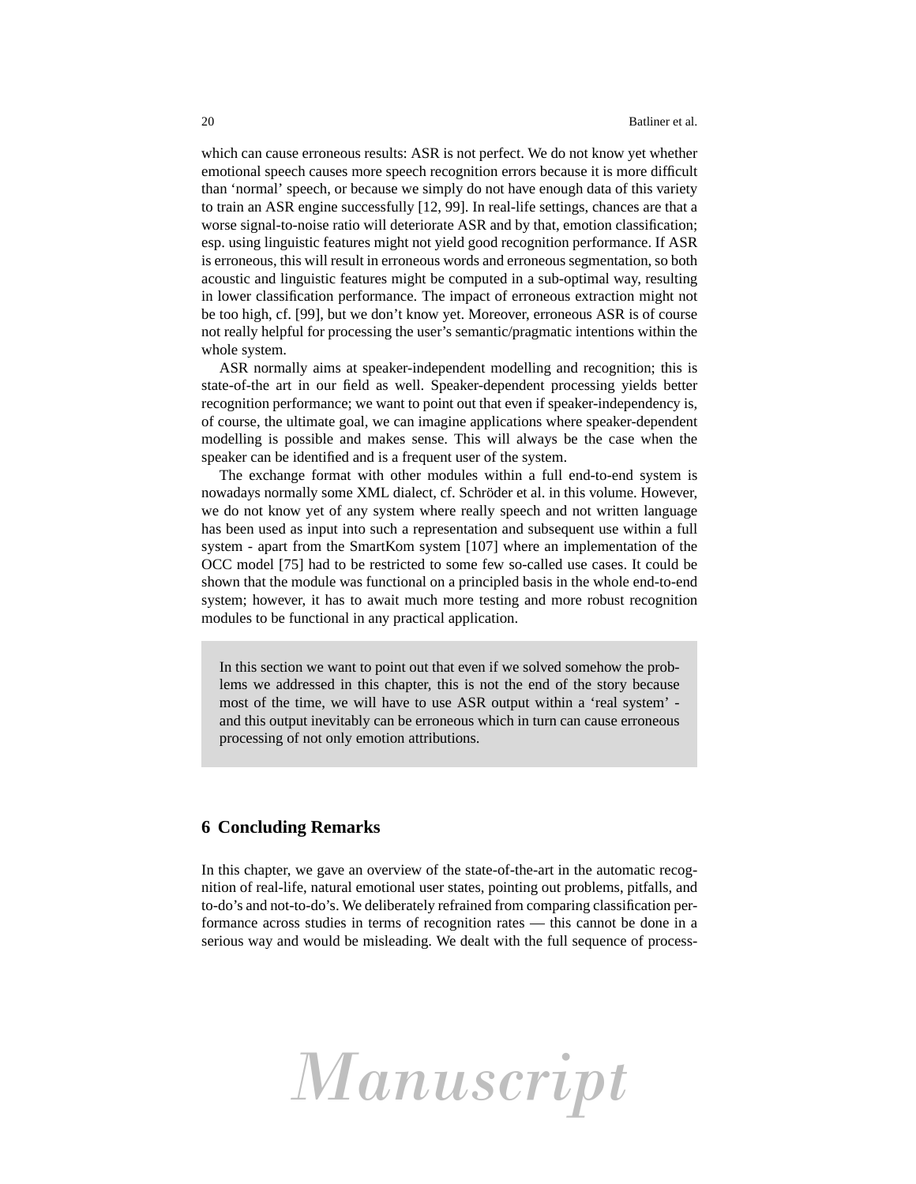which can cause erroneous results: ASR is not perfect. We do not know yet whether emotional speech causes more speech recognition errors because it is more difficult than 'normal' speech, or because we simply do not have enough data of this variety to train an ASR engine successfully [12, 99]. In real-life settings, chances are that a worse signal-to-noise ratio will deteriorate ASR and by that, emotion classification; esp. using linguistic features might not yield good recognition performance. If ASR is erroneous, this will result in erroneous words and erroneous segmentation, so both acoustic and linguistic features might be computed in a sub-optimal way, resulting in lower classification performance. The impact of erroneous extraction might not be too high, cf. [99], but we don't know yet. Moreover, erroneous ASR is of course not really helpful for processing the user's semantic/pragmatic intentions within the whole system.

ASR normally aims at speaker-independent modelling and recognition; this is state-of-the art in our field as well. Speaker-dependent processing yields better recognition performance; we want to point out that even if speaker-independency is, of course, the ultimate goal, we can imagine applications where speaker-dependent modelling is possible and makes sense. This will always be the case when the speaker can be identified and is a frequent user of the system.

The exchange format with other modules within a full end-to-end system is nowadays normally some XML dialect, cf. Schröder et al. in this volume. However, we do not know yet of any system where really speech and not written language has been used as input into such a representation and subsequent use within a full system - apart from the SmartKom system [107] where an implementation of the OCC model [75] had to be restricted to some few so-called use cases. It could be shown that the module was functional on a principled basis in the whole end-to-end system; however, it has to await much more testing and more robust recognition modules to be functional in any practical application.

> In this section we want to point out that even if we solved somehow the problems we addressed in this chapter, this is not the end of the story because most of the time, we will have to use ASR output within a 'real system' - and this output inevitably can be erroneous which in turn can cause erroneous processing of not only emotion attributions.

## 6 Concluding Remarks

In this chapter, we gave an overview of the state-of-the-art in the automatic recognition of real-life, natural emotional user states, pointing out problems, pitfalls, and to-do's and not-to-do's. We deliberately refrained from comparing classification performance across studies in terms of recognition rates — this cannot be done in a serious way and would be misleading. We dealt with the full sequence of process-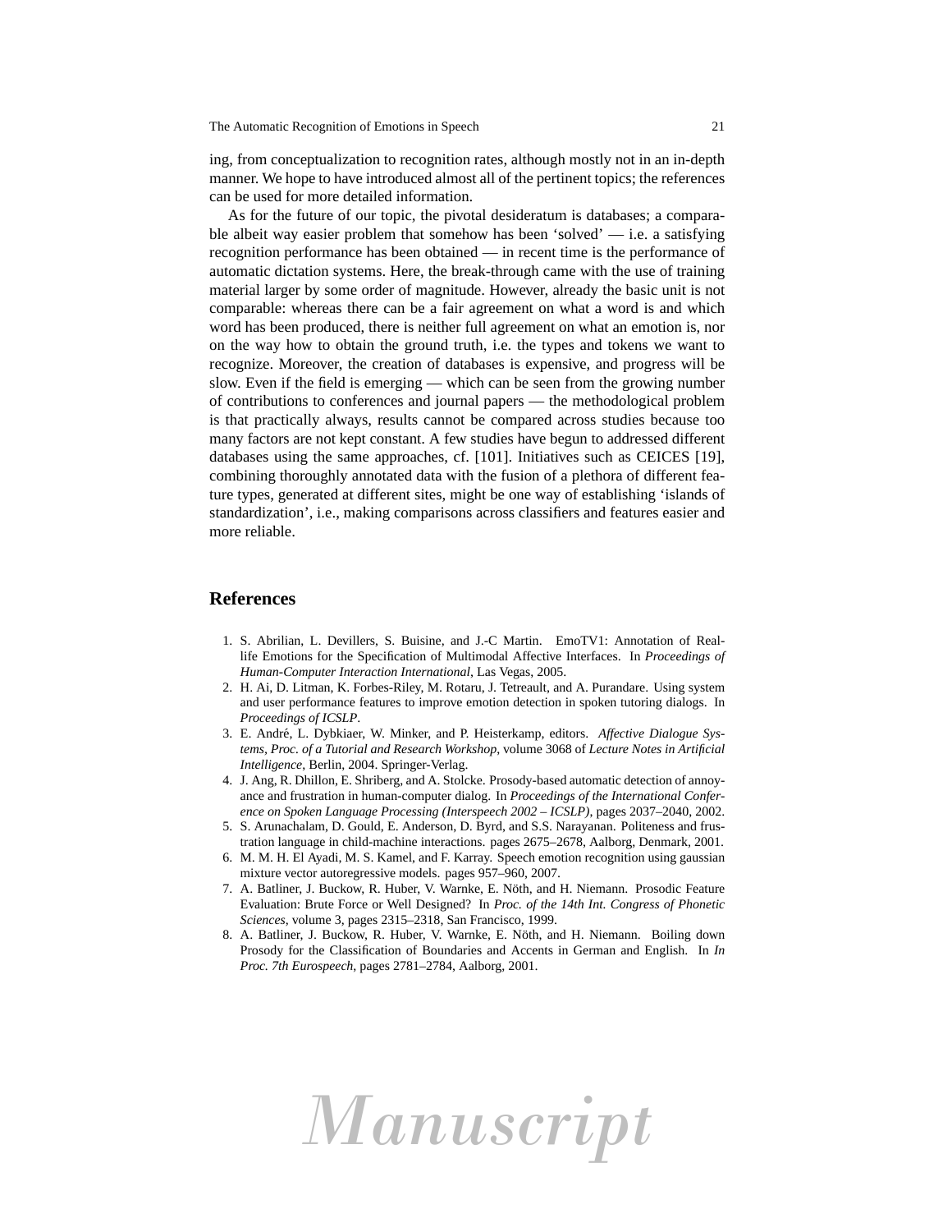ing, from conceptualization to recognition rates, although mostly not in an in-depth manner. We hope to have introduced almost all of the pertinent topics; the references can be used for more detailed information.

As for the future of our topic, the pivotal desideratum is databases; a comparable albeit way easier problem that somehow has been 'solved' — i.e. a satisfying recognition performance has been obtained — in recent time is the performance of automatic dictation systems. Here, the break-through came with the use of training material larger by some order of magnitude. However, already the basic unit is not comparable: whereas there can be a fair agreement on what a word is and which word has been produced, there is neither full agreement on what an emotion is, nor on the way how to obtain the ground truth, i.e. the types and tokens we want to recognize. Moreover, the creation of databases is expensive, and progress will be slow. Even if the field is emerging — which can be seen from the growing number of contributions to conferences and journal papers — the methodological problem is that practically always, results cannot be compared across studies because too many factors are not kept constant. A few studies have begun to addressed different databases using the same approaches, cf. [101]. Initiatives such as CEICES [19], combining thoroughly annotated data with the fusion of a plethora of different feature types, generated at different sites, might be one way of establishing 'islands of standardization', i.e., making comparisons across classifiers and features easier and more reliable.

## References

1. S. Abrilian, L. Devillers, S. Buisine, and J.-C Martin. EmoTV1: Annotation of Real-life Emotions for the Specification of Multimodal Affective Interfaces. In *Proceedings of Human-Computer Interaction International*, Las Vegas, 2005.
2. H. Ai, D. Litman, K. Forbes-Riley, M. Rotaru, J. Tetreault, and A. Purandare. Using system and user performance features to improve emotion detection in spoken tutoring dialogs. In *Proceedings of ICSLP*.
3. E. André, L. Dybkiaer, W. Minker, and P. Heisterkamp, editors. *Affective Dialogue Systems, Proc. of a Tutorial and Research Workshop*, volume 3068 of *Lecture Notes in Artificial Intelligence*, Berlin, 2004. Springer-Verlag.
4. J. Ang, R. Dhillon, E. Shriberg, and A. Stolcke. Prosody-based automatic detection of annoyance and frustration in human-computer dialog. In *Proceedings of the International Conference on Spoken Language Processing (Interspeech 2002 – ICSLP)*, pages 2037–2040, 2002.
5. S. Arunachalam, D. Gould, E. Anderson, D. Byrd, and S.S. Narayanan. Politeness and frustration language in child-machine interactions. pages 2675–2678, Aalborg, Denmark, 2001.
6. M. M. H. El Ayadi, M. S. Kamel, and F. Karray. Speech emotion recognition using gaussian mixture vector autoregressive models. pages 957–960, 2007.
7. A. Batliner, J. Buckow, R. Huber, V. Warnke, E. Nöth, and H. Niemann. Prosodic Feature Evaluation: Brute Force or Well Designed? In *Proc. of the 14th Int. Congress of Phonetic Sciences*, volume 3, pages 2315–2318, San Francisco, 1999.
8. A. Batliner, J. Buckow, R. Huber, V. Warnke, E. Nöth, and H. Niemann. Boiling down Prosody for the Classification of Boundaries and Accents in German and English. In *In Proc. 7th Eurospeech*, pages 2781–2784, Aalborg, 2001.

*Manuscript*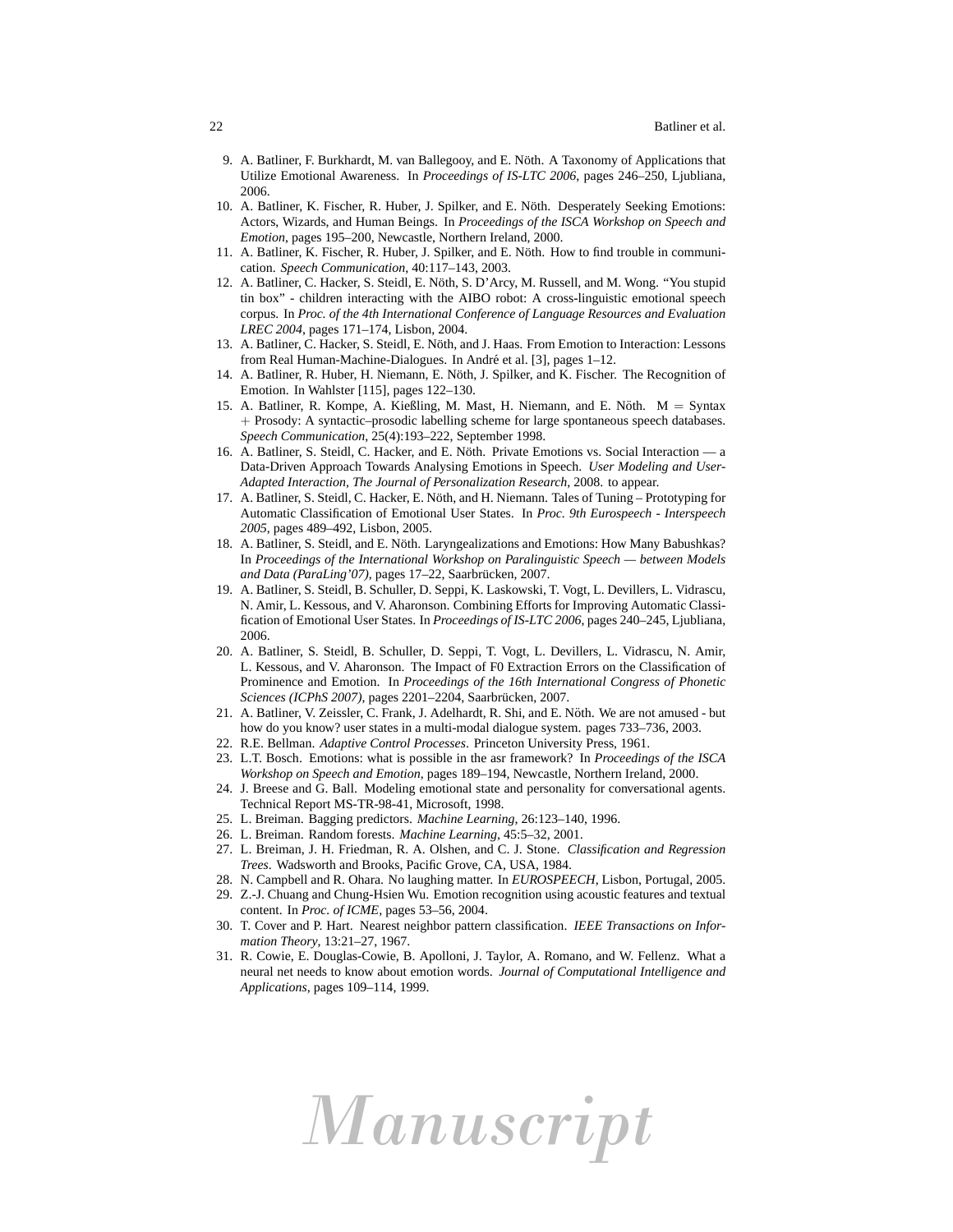9. A. Batliner, F. Burkhardt, M. van Ballegooy, and E. Nöth. A Taxonomy of Applications that Utilize Emotional Awareness. In *Proceedings of IS-LTC 2006*, pages 246–250, Ljubliana, 2006.
10. A. Batliner, K. Fischer, R. Huber, J. Spilker, and E. Nöth. Desperately Seeking Emotions: Actors, Wizards, and Human Beings. In *Proceedings of the ISCA Workshop on Speech and Emotion*, pages 195–200, Newcastle, Northern Ireland, 2000.
11. A. Batliner, K. Fischer, R. Huber, J. Spilker, and E. Nöth. How to find trouble in communication. *Speech Communication*, 40:117–143, 2003.
12. A. Batliner, C. Hacker, S. Steidl, E. Nöth, S. D'Arcy, M. Russell, and M. Wong. "You stupid tin box" - children interacting with the AIBO robot: A cross-linguistic emotional speech corpus. In *Proc. of the 4th International Conference of Language Resources and Evaluation LREC 2004*, pages 171–174, Lisbon, 2004.
13. A. Batliner, C. Hacker, S. Steidl, E. Nöth, and J. Haas. From Emotion to Interaction: Lessons from Real Human-Machine-Dialogues. In André et al. [3], pages 1–12.
14. A. Batliner, R. Huber, H. Niemann, E. Nöth, J. Spilker, and K. Fischer. The Recognition of Emotion. In Wahlster [115], pages 122–130.
15. A. Batliner, R. Kompe, A. Kießling, M. Mast, H. Niemann, and E. Nöth. M = Syntax + Prosody: A syntactic–prosodic labelling scheme for large spontaneous speech databases. *Speech Communication*, 25(4):193–222, September 1998.
16. A. Batliner, S. Steidl, C. Hacker, and E. Nöth. Private Emotions vs. Social Interaction — a Data-Driven Approach Towards Analysing Emotions in Speech. *User Modeling and User-Adapted Interaction, The Journal of Personalization Research*, 2008. to appear.
17. A. Batliner, S. Steidl, C. Hacker, E. Nöth, and H. Niemann. Tales of Tuning – Prototyping for Automatic Classification of Emotional User States. In *Proc. 9th Eurospeech - Interspeech 2005*, pages 489–492, Lisbon, 2005.
18. A. Batliner, S. Steidl, and E. Nöth. Laryngealizations and Emotions: How Many Babushkas? In *Proceedings of the International Workshop on Paralinguistic Speech — between Models and Data (ParaLing'07)*, pages 17–22, Saarbrücken, 2007.
19. A. Batliner, S. Steidl, B. Schuller, D. Seppi, K. Laskowski, T. Vogt, L. Devillers, L. Vidrascu, N. Amir, L. Kessous, and V. Aharonson. Combining Efforts for Improving Automatic Classification of Emotional User States. In *Proceedings of IS-LTC 2006*, pages 240–245, Ljubliana, 2006.
20. A. Batliner, S. Steidl, B. Schuller, D. Seppi, T. Vogt, L. Devillers, L. Vidrascu, N. Amir, L. Kessous, and V. Aharonson. The Impact of F0 Extraction Errors on the Classification of Prominence and Emotion. In *Proceedings of the 16th International Congress of Phonetic Sciences (ICPhS 2007)*, pages 2201–2204, Saarbrücken, 2007.
21. A. Batliner, V. Zeissler, C. Frank, J. Adelhardt, R. Shi, and E. Nöth. We are not amused - but how do you know? user states in a multi-modal dialogue system. pages 733–736, 2003.
22. R.E. Bellman. *Adaptive Control Processes*. Princeton University Press, 1961.
23. L.T. Bosch. Emotions: what is possible in the asr framework? In *Proceedings of the ISCA Workshop on Speech and Emotion*, pages 189–194, Newcastle, Northern Ireland, 2000.
24. J. Breese and G. Ball. Modeling emotional state and personality for conversational agents. Technical Report MS-TR-98-41, Microsoft, 1998.
25. L. Breiman. Bagging predictors. *Machine Learning*, 26:123–140, 1996.
26. L. Breiman. Random forests. *Machine Learning*, 45:5–32, 2001.
27. L. Breiman, J. H. Friedman, R. A. Olshen, and C. J. Stone. *Classification and Regression Trees*. Wadsworth and Brooks, Pacific Grove, CA, USA, 1984.
28. N. Campbell and R. Ohara. No laughing matter. In *EUROSPEECH*, Lisbon, Portugal, 2005.
29. Z.-J. Chuang and Chung-Hsien Wu. Emotion recognition using acoustic features and textual content. In *Proc. of ICME*, pages 53–56, 2004.
30. T. Cover and P. Hart. Nearest neighbor pattern classification. *IEEE Transactions on Information Theory*, 13:21–27, 1967.
31. R. Cowie, E. Douglas-Cowie, B. Apolloni, J. Taylor, A. Romano, and W. Fellenz. What a neural net needs to know about emotion words. *Journal of Computational Intelligence and Applications*, pages 109–114, 1999.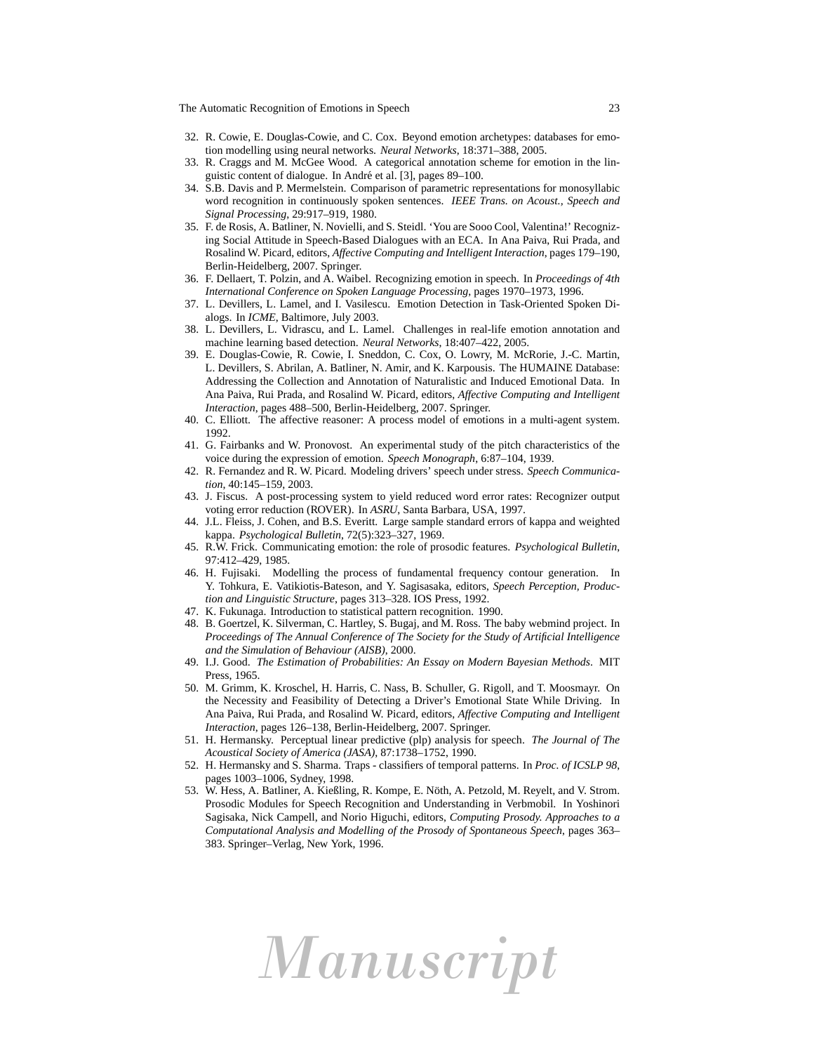32. R. Cowie, E. Douglas-Cowie, and C. Cox. Beyond emotion archetypes: databases for emotion modelling using neural networks. *Neural Networks*, 18:371–388, 2005.
33. R. Craggs and M. McGee Wood. A categorical annotation scheme for emotion in the linguistic content of dialogue. In André et al. [3], pages 89–100.
34. S.B. Davis and P. Mermelstein. Comparison of parametric representations for monosyllabic word recognition in continuously spoken sentences. *IEEE Trans. on Acoust., Speech and Signal Processing*, 29:917–919, 1980.
35. F. de Rosis, A. Batliner, N. Novielli, and S. Steidl. 'You are Sooo Cool, Valentina!' Recognizing Social Attitude in Speech-Based Dialogues with an ECA. In Ana Paiva, Rui Prada, and Rosalind W. Picard, editors, *Affective Computing and Intelligent Interaction*, pages 179–190, Berlin-Heidelberg, 2007. Springer.
36. F. Dellaert, T. Polzin, and A. Waibel. Recognizing emotion in speech. In *Proceedings of 4th International Conference on Spoken Language Processing*, pages 1970–1973, 1996.
37. L. Devillers, L. Lamel, and I. Vasilescu. Emotion Detection in Task-Oriented Spoken Dialogs. In *ICME*, Baltimore, July 2003.
38. L. Devillers, L. Vidrascu, and L. Lamel. Challenges in real-life emotion annotation and machine learning based detection. *Neural Networks*, 18:407–422, 2005.
39. E. Douglas-Cowie, R. Cowie, I. Sneddon, C. Cox, O. Lowry, M. McRorie, J.-C. Martin, L. Devillers, S. Abrilan, A. Batliner, N. Amir, and K. Karpousis. The HUMAINE Database: Addressing the Collection and Annotation of Naturalistic and Induced Emotional Data. In Ana Paiva, Rui Prada, and Rosalind W. Picard, editors, *Affective Computing and Intelligent Interaction*, pages 488–500, Berlin-Heidelberg, 2007. Springer.
40. C. Elliott. The affective reasoner: A process model of emotions in a multi-agent system. 1992.
41. G. Fairbanks and W. Pronovost. An experimental study of the pitch characteristics of the voice during the expression of emotion. *Speech Monograph*, 6:87–104, 1939.
42. R. Fernandez and R. W. Picard. Modeling drivers' speech under stress. *Speech Communication*, 40:145–159, 2003.
43. J. Fiscus. A post-processing system to yield reduced word error rates: Recognizer output voting error reduction (ROVER). In *ASRU*, Santa Barbara, USA, 1997.
44. J.L. Fleiss, J. Cohen, and B.S. Everitt. Large sample standard errors of kappa and weighted kappa. *Psychological Bulletin*, 72(5):323–327, 1969.
45. R.W. Frick. Communicating emotion: the role of prosodic features. *Psychological Bulletin*, 97:412–429, 1985.
46. H. Fujisaki. Modelling the process of fundamental frequency contour generation. In Y. Tohkura, E. Vatikiotis-Bateson, and Y. Sagisasaka, editors, *Speech Perception, Production and Linguistic Structure*, pages 313–328. IOS Press, 1992.
47. K. Fukunaga. Introduction to statistical pattern recognition. 1990.
48. B. Goertzel, K. Silverman, C. Hartley, S. Bugaj, and M. Ross. The baby webmind project. In *Proceedings of The Annual Conference of The Society for the Study of Artificial Intelligence and the Simulation of Behaviour (AISB)*, 2000.
49. I.J. Good. *The Estimation of Probabilities: An Essay on Modern Bayesian Methods*. MIT Press, 1965.
50. M. Grimm, K. Kroschel, H. Harris, C. Nass, B. Schuller, G. Rigoll, and T. Moosmayr. On the Necessity and Feasibility of Detecting a Driver's Emotional State While Driving. In Ana Paiva, Rui Prada, and Rosalind W. Picard, editors, *Affective Computing and Intelligent Interaction*, pages 126–138, Berlin-Heidelberg, 2007. Springer.
51. H. Hermansky. Perceptual linear predictive (plp) analysis for speech. *The Journal of The Acoustical Society of America (JASA)*, 87:1738–1752, 1990.
52. H. Hermansky and S. Sharma. Traps - classifiers of temporal patterns. In *Proc. of ICSLP 98*, pages 1003–1006, Sydney, 1998.
53. W. Hess, A. Batliner, A. Kießling, R. Kompe, E. Nöth, A. Petzold, M. Reyelt, and V. Strom. Prosodic Modules for Speech Recognition and Understanding in Verbmobil. In Yoshinori Sagisaka, Nick Campell, and Norio Higuchi, editors, *Computing Prosody. Approaches to a Computational Analysis and Modelling of the Prosody of Spontaneous Speech*, pages 363–383. Springer–Verlag, New York, 1996.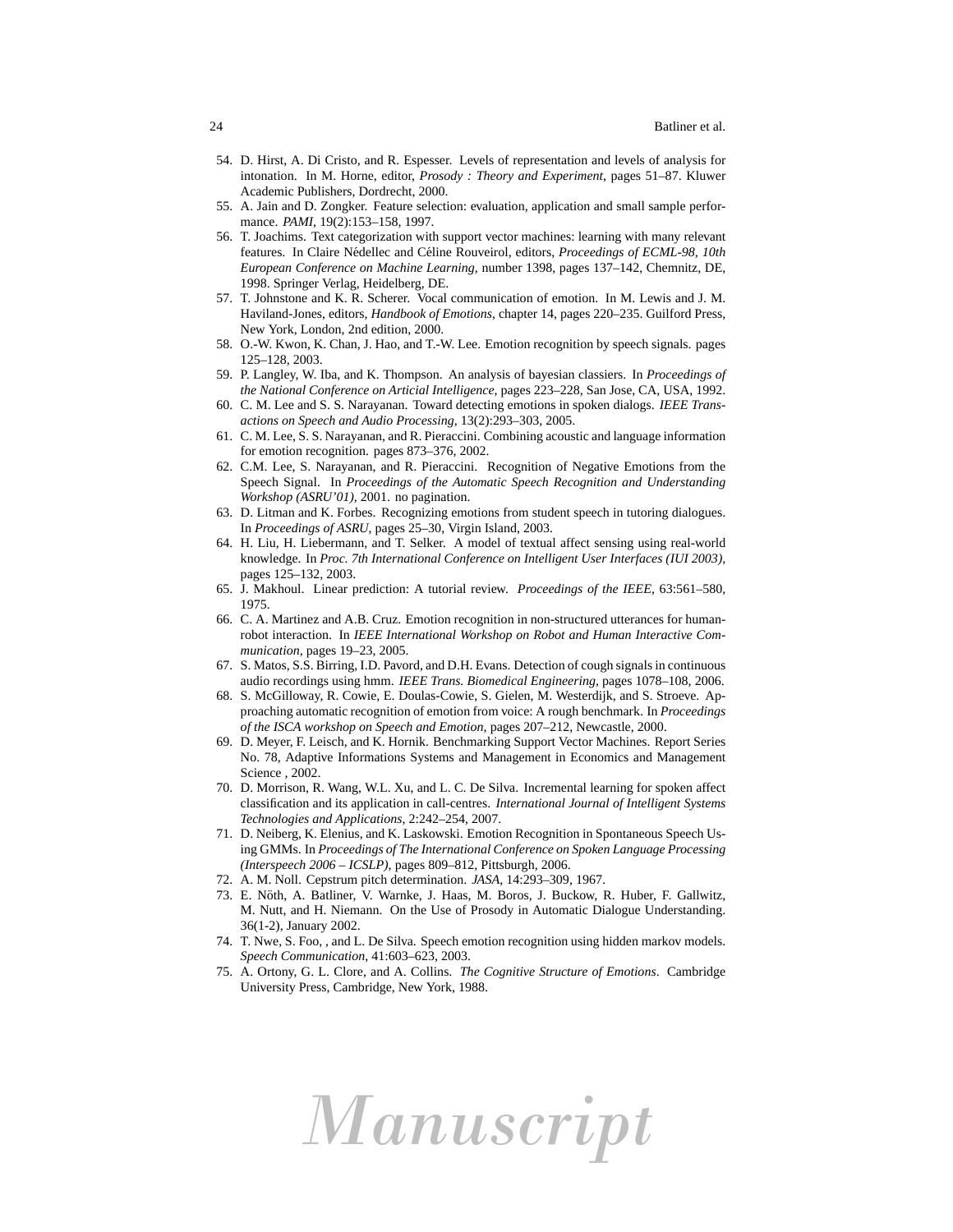54. D. Hirst, A. Di Cristo, and R. Espesser. Levels of representation and levels of analysis for intonation. In M. Horne, editor, *Prosody : Theory and Experiment*, pages 51–87. Kluwer Academic Publishers, Dordrecht, 2000.
55. A. Jain and D. Zongker. Feature selection: evaluation, application and small sample performance. *PAMI*, 19(2):153–158, 1997.
56. T. Joachims. Text categorization with support vector machines: learning with many relevant features. In Claire Nédellec and Céline Rouveirol, editors, *Proceedings of ECML-98, 10th European Conference on Machine Learning*, number 1398, pages 137–142, Chemnitz, DE, 1998. Springer Verlag, Heidelberg, DE.
57. T. Johnstone and K. R. Scherer. Vocal communication of emotion. In M. Lewis and J. M. Haviland-Jones, editors, *Handbook of Emotions*, chapter 14, pages 220–235. Guilford Press, New York, London, 2nd edition, 2000.
58. O.-W. Kwon, K. Chan, J. Hao, and T.-W. Lee. Emotion recognition by speech signals. pages 125–128, 2003.
59. P. Langley, W. Iba, and K. Thompson. An analysis of bayesian classiers. In *Proceedings of the National Conference on Articial Intelligence*, pages 223–228, San Jose, CA, USA, 1992.
60. C. M. Lee and S. S. Narayanan. Toward detecting emotions in spoken dialogs. *IEEE Transactions on Speech and Audio Processing*, 13(2):293–303, 2005.
61. C. M. Lee, S. S. Narayanan, and R. Pieraccini. Combining acoustic and language information for emotion recognition. pages 873–376, 2002.
62. C.M. Lee, S. Narayanan, and R. Pieraccini. Recognition of Negative Emotions from the Speech Signal. In *Proceedings of the Automatic Speech Recognition and Understanding Workshop (ASRU'01)*, 2001. no pagination.
63. D. Litman and K. Forbes. Recognizing emotions from student speech in tutoring dialogues. In *Proceedings of ASRU*, pages 25–30, Virgin Island, 2003.
64. H. Liu, H. Liebermann, and T. Selker. A model of textual affect sensing using real-world knowledge. In *Proc. 7th International Conference on Intelligent User Interfaces (IUI 2003)*, pages 125–132, 2003.
65. J. Makhoul. Linear prediction: A tutorial review. *Proceedings of the IEEE*, 63:561–580, 1975.
66. C. A. Martinez and A.B. Cruz. Emotion recognition in non-structured utterances for human-robot interaction. In *IEEE International Workshop on Robot and Human Interactive Communication*, pages 19–23, 2005.
67. S. Matos, S.S. Birring, I.D. Pavord, and D.H. Evans. Detection of cough signals in continuous audio recordings using hmm. *IEEE Trans. Biomedical Engineering*, pages 1078–108, 2006.
68. S. McGilloway, R. Cowie, E. Doulas-Cowie, S. Gielen, M. Westerdijk, and S. Stroeve. Approaching automatic recognition of emotion from voice: A rough benchmark. In *Proceedings of the ISCA workshop on Speech and Emotion*, pages 207–212, Newcastle, 2000.
69. D. Meyer, F. Leisch, and K. Hornik. Benchmarking Support Vector Machines. Report Series No. 78, Adaptive Informations Systems and Management in Economics and Management Science , 2002.
70. D. Morrison, R. Wang, W.L. Xu, and L. C. De Silva. Incremental learning for spoken affect classification and its application in call-centres. *International Journal of Intelligent Systems Technologies and Applications*, 2:242–254, 2007.
71. D. Neiberg, K. Elenius, and K. Laskowski. Emotion Recognition in Spontaneous Speech Using GMMs. In *Proceedings of The International Conference on Spoken Language Processing (Interspeech 2006 – ICSLP)*, pages 809–812, Pittsburgh, 2006.
72. A. M. Noll. Cepstrum pitch determination. *JASA*, 14:293–309, 1967.
73. E. Nöth, A. Batliner, V. Warnke, J. Haas, M. Boros, J. Buckow, R. Huber, F. Gallwitz, M. Nutt, and H. Niemann. On the Use of Prosody in Automatic Dialogue Understanding. 36(1-2), January 2002.
74. T. Nwe, S. Foo, , and L. De Silva. Speech emotion recognition using hidden markov models. *Speech Communication*, 41:603–623, 2003.
75. A. Ortony, G. L. Clore, and A. Collins. *The Cognitive Structure of Emotions*. Cambridge University Press, Cambridge, New York, 1988.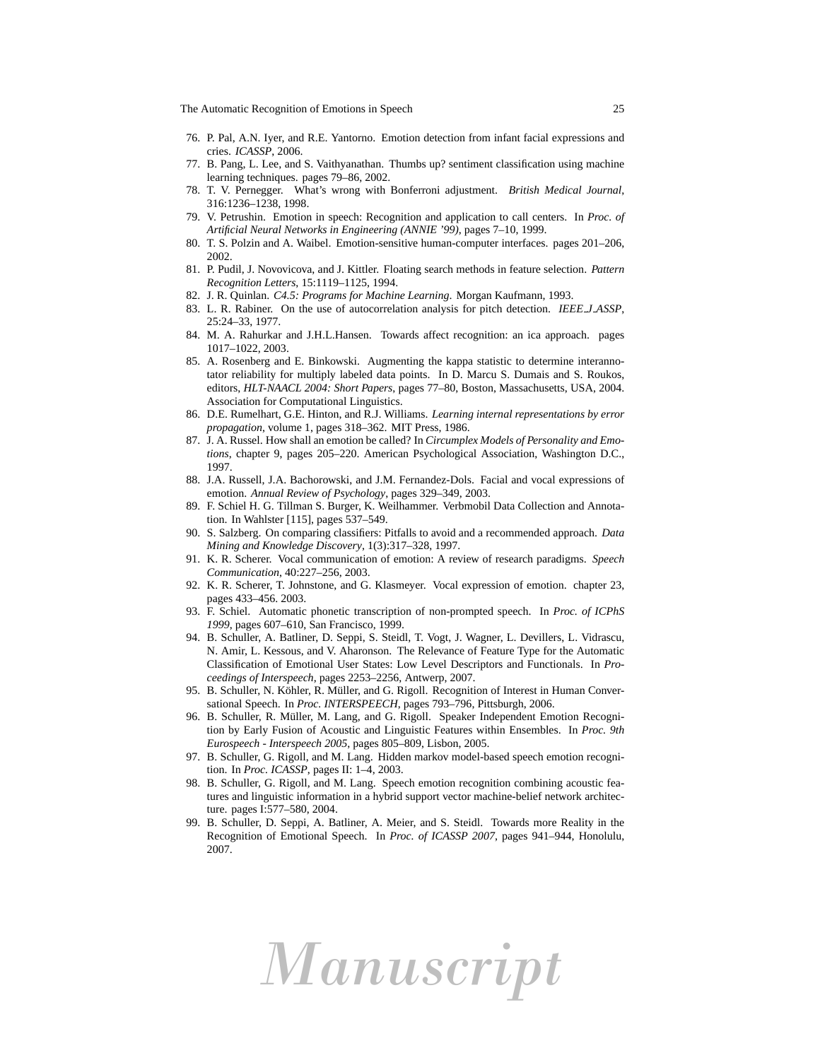76. P. Pal, A.N. Iyer, and R.E. Yantorno. Emotion detection from infant facial expressions and cries. *ICASSP*, 2006.
77. B. Pang, L. Lee, and S. Vaithyanathan. Thumbs up? sentiment classification using machine learning techniques. pages 79–86, 2002.
78. T. V. Pernegger. What's wrong with Bonferroni adjustment. *British Medical Journal*, 316:1236–1238, 1998.
79. V. Petrushin. Emotion in speech: Recognition and application to call centers. In *Proc. of Artificial Neural Networks in Engineering (ANNIE '99)*, pages 7–10, 1999.
80. T. S. Polzin and A. Waibel. Emotion-sensitive human-computer interfaces. pages 201–206, 2002.
81. P. Pudil, J. Novovicova, and J. Kittler. Floating search methods in feature selection. *Pattern Recognition Letters*, 15:1119–1125, 1994.
82. J. R. Quinlan. *C4.5: Programs for Machine Learning*. Morgan Kaufmann, 1993.
83. L. R. Rabiner. On the use of autocorrelation analysis for pitch detection. *IEEE_J_ASSP*, 25:24–33, 1977.
84. M. A. Rahurkar and J.H.L.Hansen. Towards affect recognition: an ica approach. pages 1017–1022, 2003.
85. A. Rosenberg and E. Binkowski. Augmenting the kappa statistic to determine interannotator reliability for multiply labeled data points. In D. Marcu S. Dumais and S. Roukos, editors, *HLT-NAACL 2004: Short Papers*, pages 77–80, Boston, Massachusetts, USA, 2004. Association for Computational Linguistics.
86. D.E. Rumelhart, G.E. Hinton, and R.J. Williams. *Learning internal representations by error propagation*, volume 1, pages 318–362. MIT Press, 1986.
87. J. A. Russel. How shall an emotion be called? In *Circumplex Models of Personality and Emotions*, chapter 9, pages 205–220. American Psychological Association, Washington D.C., 1997.
88. J.A. Russell, J.A. Bachorowski, and J.M. Fernandez-Dols. Facial and vocal expressions of emotion. *Annual Review of Psychology*, pages 329–349, 2003.
89. F. Schiel H. G. Tillman S. Burger, K. Weilhammer. Verbmobil Data Collection and Annotation. In Wahlster [115], pages 537–549.
90. S. Salzberg. On comparing classifiers: Pitfalls to avoid and a recommended approach. *Data Mining and Knowledge Discovery*, 1(3):317–328, 1997.
91. K. R. Scherer. Vocal communication of emotion: A review of research paradigms. *Speech Communication*, 40:227–256, 2003.
92. K. R. Scherer, T. Johnstone, and G. Klasmeyer. Vocal expression of emotion. chapter 23, pages 433–456. 2003.
93. F. Schiel. Automatic phonetic transcription of non-prompted speech. In *Proc. of ICPhS 1999*, pages 607–610, San Francisco, 1999.
94. B. Schuller, A. Batliner, D. Seppi, S. Steidl, T. Vogt, J. Wagner, L. Devillers, L. Vidrascu, N. Amir, L. Kessous, and V. Aharonson. The Relevance of Feature Type for the Automatic Classification of Emotional User States: Low Level Descriptors and Functionals. In *Proceedings of Interspeech*, pages 2253–2256, Antwerp, 2007.
95. B. Schuller, N. Köhler, R. Müller, and G. Rigoll. Recognition of Interest in Human Conversational Speech. In *Proc. INTERSPEECH*, pages 793–796, Pittsburgh, 2006.
96. B. Schuller, R. Müller, M. Lang, and G. Rigoll. Speaker Independent Emotion Recognition by Early Fusion of Acoustic and Linguistic Features within Ensembles. In *Proc. 9th Eurospeech - Interspeech 2005*, pages 805–809, Lisbon, 2005.
97. B. Schuller, G. Rigoll, and M. Lang. Hidden markov model-based speech emotion recognition. In *Proc. ICASSP*, pages II: 1–4, 2003.
98. B. Schuller, G. Rigoll, and M. Lang. Speech emotion recognition combining acoustic features and linguistic information in a hybrid support vector machine-belief network architecture. pages I:577–580, 2004.
99. B. Schuller, D. Seppi, A. Batliner, A. Meier, and S. Steidl. Towards more Reality in the Recognition of Emotional Speech. In *Proc. of ICASSP 2007*, pages 941–944, Honolulu, 2007.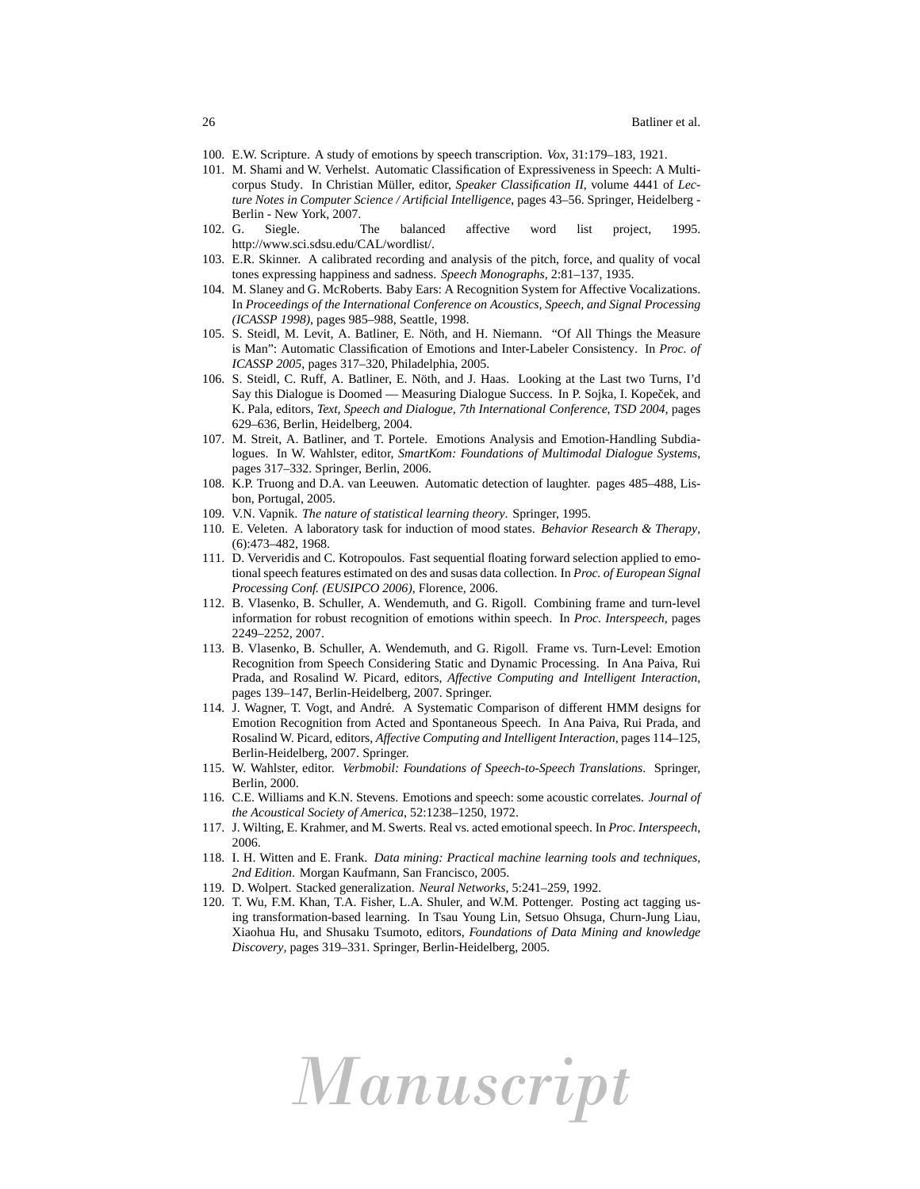100. E.W. Scripture. A study of emotions by speech transcription. *Vox*, 31:179–183, 1921.
101. M. Shami and W. Verhelst. Automatic Classification of Expressiveness in Speech: A Multi-corpus Study. In Christian Müller, editor, *Speaker Classification II*, volume 4441 of *Lecture Notes in Computer Science / Artificial Intelligence*, pages 43–56. Springer, Heidelberg - Berlin - New York, 2007.
102. G. Siegle. The balanced affective word list project, 1995. http://www.sci.sdsu.edu/CAL/wordlist/.
103. E.R. Skinner. A calibrated recording and analysis of the pitch, force, and quality of vocal tones expressing happiness and sadness. *Speech Monographs*, 2:81–137, 1935.
104. M. Slaney and G. McRoberts. Baby Ears: A Recognition System for Affective Vocalizations. In *Proceedings of the International Conference on Acoustics, Speech, and Signal Processing (ICASSP 1998)*, pages 985–988, Seattle, 1998.
105. S. Steidl, M. Levit, A. Batliner, E. Nöth, and H. Niemann. "Of All Things the Measure is Man": Automatic Classification of Emotions and Inter-Labeler Consistency. In *Proc. of ICASSP 2005*, pages 317–320, Philadelphia, 2005.
106. S. Steidl, C. Ruff, A. Batliner, E. Nöth, and J. Haas. Looking at the Last two Turns, I'd Say this Dialogue is Doomed — Measuring Dialogue Success. In P. Sojka, I. Kopeček, and K. Pala, editors, *Text, Speech and Dialogue, 7th International Conference, TSD 2004*, pages 629–636, Berlin, Heidelberg, 2004.
107. M. Streit, A. Batliner, and T. Portele. Emotions Analysis and Emotion-Handling Subdialogues. In W. Wahlster, editor, *SmartKom: Foundations of Multimodal Dialogue Systems*, pages 317–332. Springer, Berlin, 2006.
108. K.P. Truong and D.A. van Leeuwen. Automatic detection of laughter. pages 485–488, Lisbon, Portugal, 2005.
109. V.N. Vapnik. *The nature of statistical learning theory*. Springer, 1995.
110. E. Veleten. A laboratory task for induction of mood states. *Behavior Research & Therapy*, (6):473–482, 1968.
111. D. Ververidis and C. Kotropoulos. Fast sequential floating forward selection applied to emotional speech features estimated on des and susas data collection. In *Proc. of European Signal Processing Conf. (EUSIPCO 2006)*, Florence, 2006.
112. B. Vlasenko, B. Schuller, A. Wendemuth, and G. Rigoll. Combining frame and turn-level information for robust recognition of emotions within speech. In *Proc. Interspeech*, pages 2249–2252, 2007.
113. B. Vlasenko, B. Schuller, A. Wendemuth, and G. Rigoll. Frame vs. Turn-Level: Emotion Recognition from Speech Considering Static and Dynamic Processing. In Ana Paiva, Rui Prada, and Rosalind W. Picard, editors, *Affective Computing and Intelligent Interaction*, pages 139–147, Berlin-Heidelberg, 2007. Springer.
114. J. Wagner, T. Vogt, and André. A Systematic Comparison of different HMM designs for Emotion Recognition from Acted and Spontaneous Speech. In Ana Paiva, Rui Prada, and Rosalind W. Picard, editors, *Affective Computing and Intelligent Interaction*, pages 114–125, Berlin-Heidelberg, 2007. Springer.
115. W. Wahlster, editor. *Verbmobil: Foundations of Speech-to-Speech Translations*. Springer, Berlin, 2000.
116. C.E. Williams and K.N. Stevens. Emotions and speech: some acoustic correlates. *Journal of the Acoustical Society of America*, 52:1238–1250, 1972.
117. J. Wilting, E. Krahmer, and M. Swerts. Real vs. acted emotional speech. In *Proc. Interspeech*, 2006.
118. I. H. Witten and E. Frank. *Data mining: Practical machine learning tools and techniques, 2nd Edition*. Morgan Kaufmann, San Francisco, 2005.
119. D. Wolpert. Stacked generalization. *Neural Networks*, 5:241–259, 1992.
120. T. Wu, F.M. Khan, T.A. Fisher, L.A. Shuler, and W.M. Pottenger. Posting act tagging using transformation-based learning. In Tsau Young Lin, Setsuo Ohsuga, Churn-Jung Liau, Xiaohua Hu, and Shusaku Tsumoto, editors, *Foundations of Data Mining and knowledge Discovery*, pages 319–331. Springer, Berlin-Heidelberg, 2005.

*Manuscript*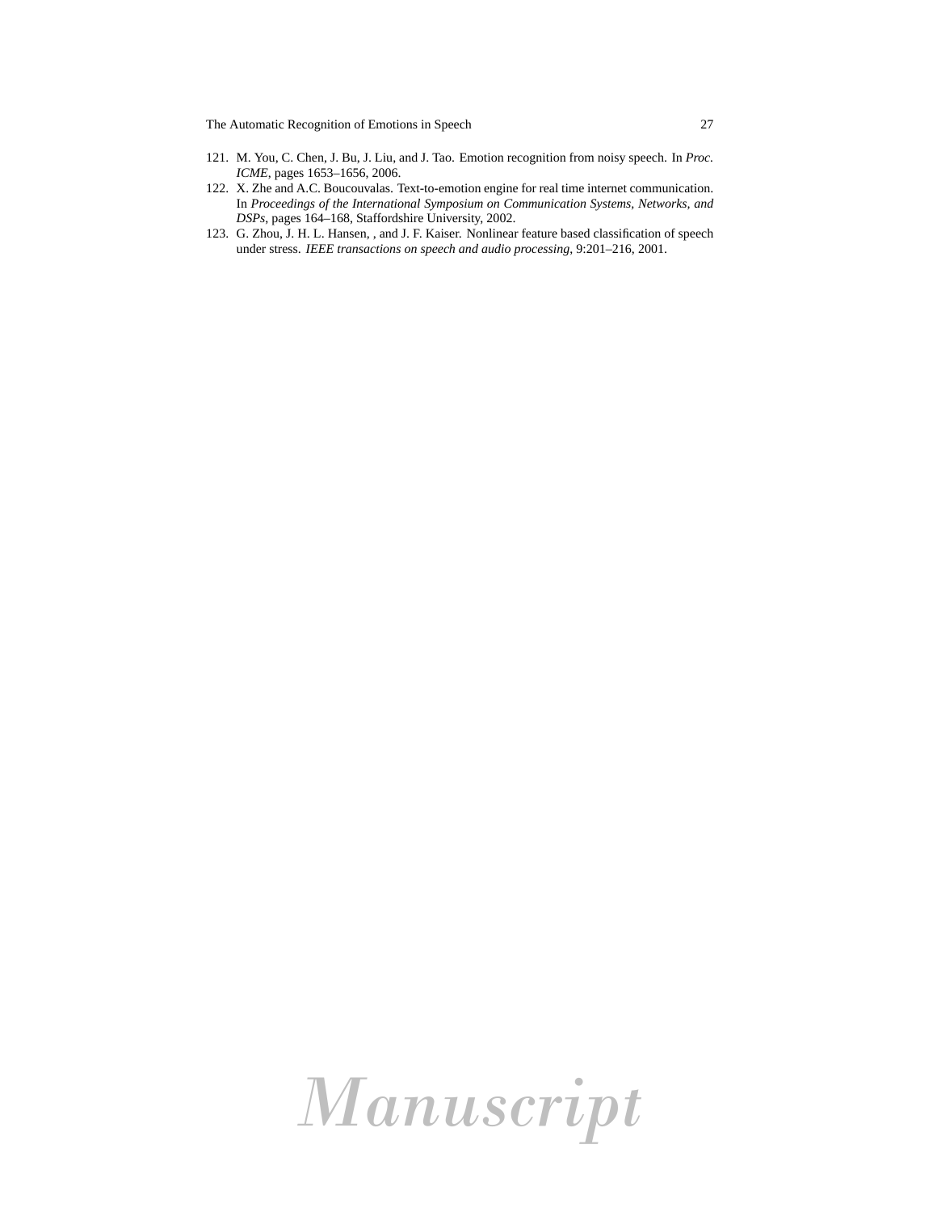121. M. You, C. Chen, J. Bu, J. Liu, and J. Tao. Emotion recognition from noisy speech. In *Proc. ICME*, pages 1653–1656, 2006.
122. X. Zhe and A.C. Boucouvalas. Text-to-emotion engine for real time internet communication. In *Proceedings of the International Symposium on Communication Systems, Networks, and DSPs*, pages 164–168, Staffordshire University, 2002.
123. G. Zhou, J. H. L. Hansen, , and J. F. Kaiser. Nonlinear feature based classification of speech under stress. *IEEE transactions on speech and audio processing*, 9:201–216, 2001.

*Manuscript*